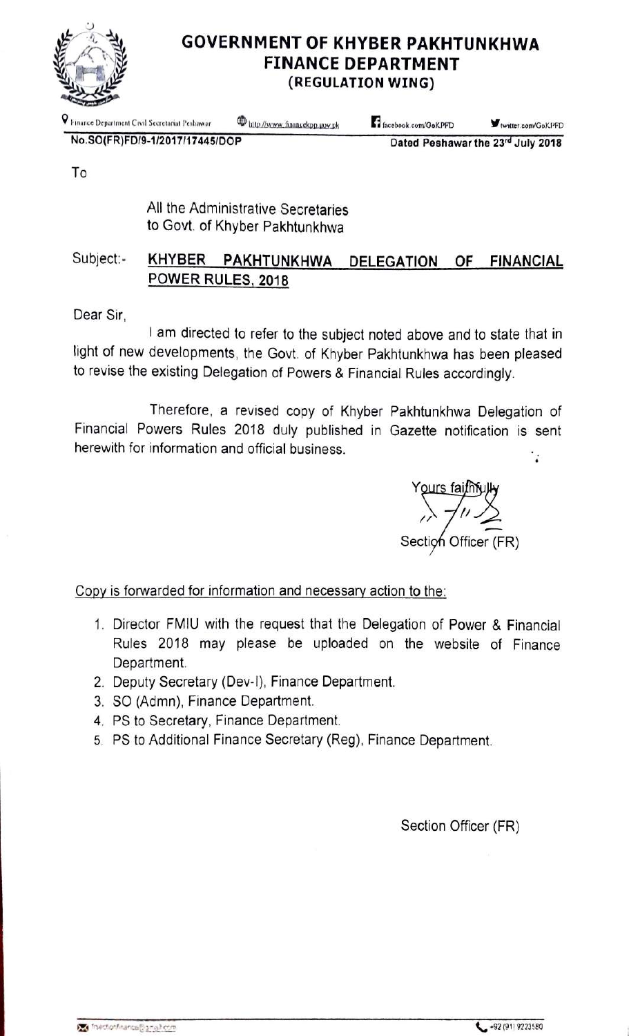# GOVERNMENT OF KHYBER PAKHTUNKHWA
## FINANCE DEPARTMENT
### (REGULATION WING)

Finance Department Civil Secretariat Peshawar | http://www.financekpp.gov.pk | facebook.com/GoKPFD | twitter.com/GoKPFD

**No.SO(FR)FD/9-1/2017/17445/DOP** **Dated Peshawar the 23rd July 2018**

To

All the Administrative Secretaries
to Govt. of Khyber Pakhtunkhwa

Subject:- **KHYBER PAKHTUNKHWA DELEGATION OF FINANCIAL POWER RULES, 2018**

Dear Sir,

I am directed to refer to the subject noted above and to state that in light of new developments, the Govt. of Khyber Pakhtunkhwa has been pleased to revise the existing Delegation of Powers & Financial Rules accordingly.

Therefore, a revised copy of Khyber Pakhtunkhwa Delegation of Financial Powers Rules 2018 duly published in Gazette notification is sent herewith for information and official business.

Yours faithfully

Section Officer (FR)

Copy is forwarded for information and necessary action to the:

1. Director FMIU with the request that the Delegation of Power & Financial Rules 2018 may please be uploaded on the website of Finance Department.
2. Deputy Secretary (Dev-I), Finance Department.
3. SO (Admn), Finance Department.
4. PS to Secretary, Finance Department.
5. PS to Additional Finance Secretary (Reg), Finance Department.

Section Officer (FR)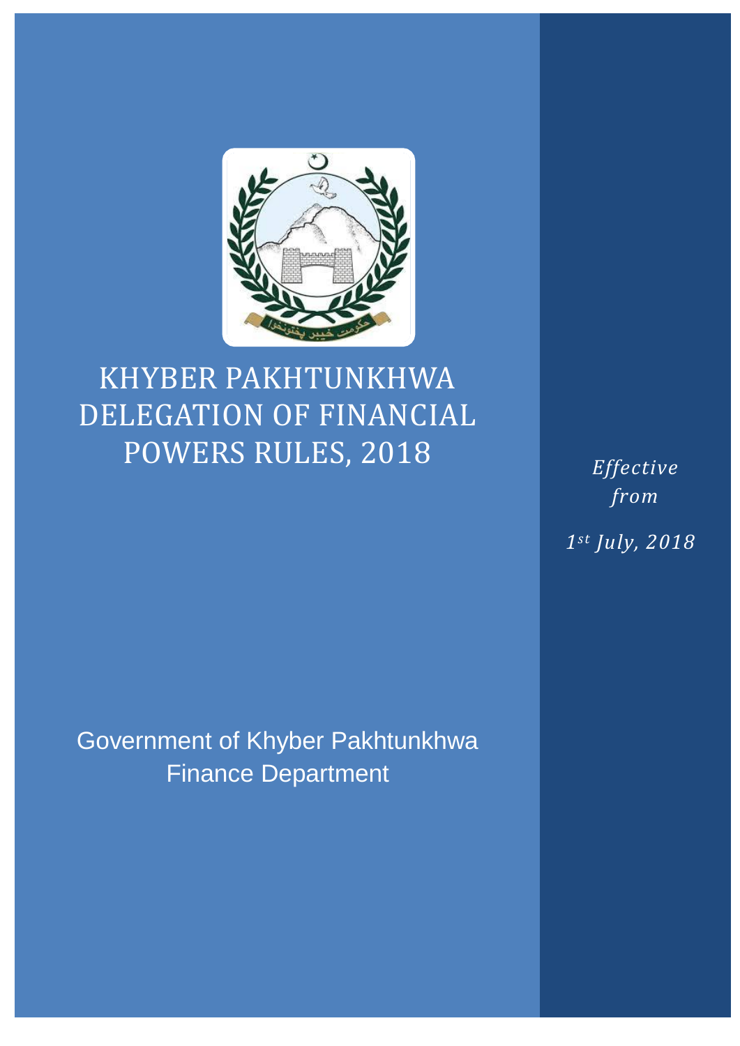# KHYBER PAKHTUNKHWA DELEGATION OF FINANCIAL POWERS RULES, 2018

*Effective from*

*1st July, 2018*

Government of Khyber Pakhtunkhwa
Finance Department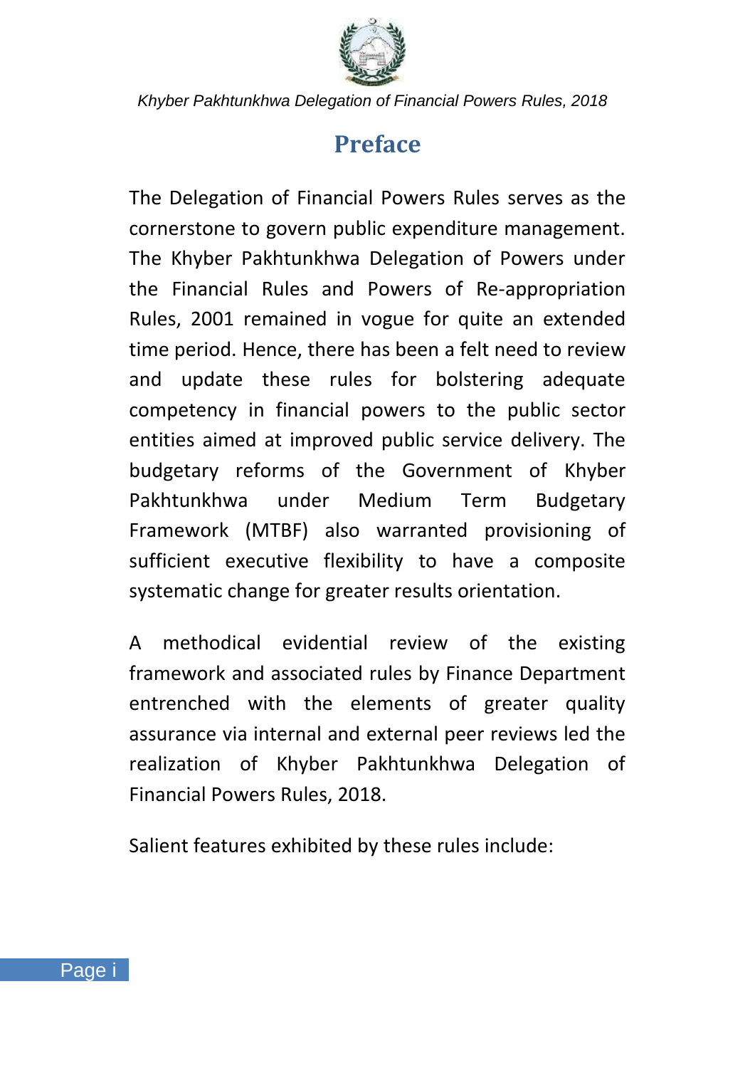# Preface

The Delegation of Financial Powers Rules serves as the cornerstone to govern public expenditure management. The Khyber Pakhtunkhwa Delegation of Powers under the Financial Rules and Powers of Re-appropriation Rules, 2001 remained in vogue for quite an extended time period. Hence, there has been a felt need to review and update these rules for bolstering adequate competency in financial powers to the public sector entities aimed at improved public service delivery. The budgetary reforms of the Government of Khyber Pakhtunkhwa under Medium Term Budgetary Framework (MTBF) also warranted provisioning of sufficient executive flexibility to have a composite systematic change for greater results orientation.

A methodical evidential review of the existing framework and associated rules by Finance Department entrenched with the elements of greater quality assurance via internal and external peer reviews led the realization of Khyber Pakhtunkhwa Delegation of Financial Powers Rules, 2018.

Salient features exhibited by these rules include: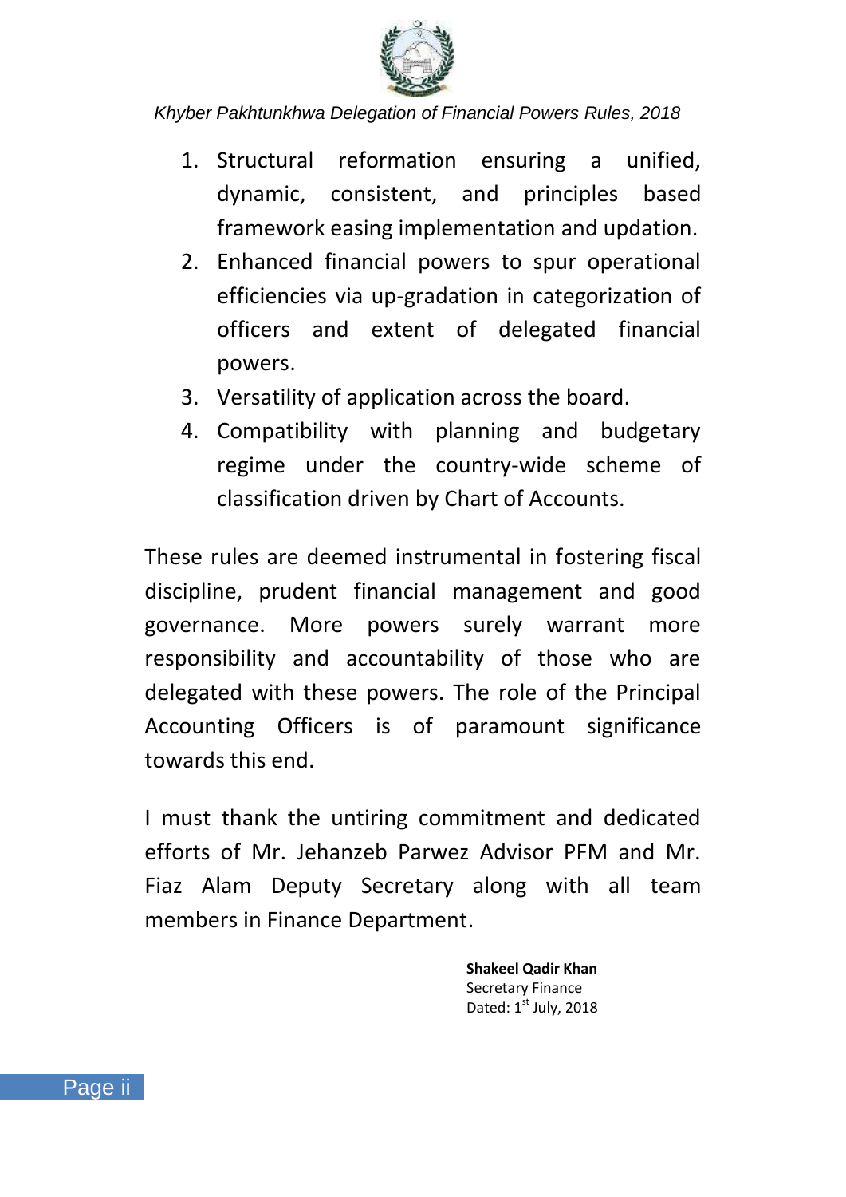1. Structural reformation ensuring a unified, dynamic, consistent, and principles based framework easing implementation and updation.
2. Enhanced financial powers to spur operational efficiencies via up-gradation in categorization of officers and extent of delegated financial powers.
3. Versatility of application across the board.
4. Compatibility with planning and budgetary regime under the country-wide scheme of classification driven by Chart of Accounts.

These rules are deemed instrumental in fostering fiscal discipline, prudent financial management and good governance. More powers surely warrant more responsibility and accountability of those who are delegated with these powers. The role of the Principal Accounting Officers is of paramount significance towards this end.

I must thank the untiring commitment and dedicated efforts of Mr. Jehanzeb Parwez Advisor PFM and Mr. Fiaz Alam Deputy Secretary along with all team members in Finance Department.

**Shakeel Qadir Khan**
Secretary Finance
Dated: 1st July, 2018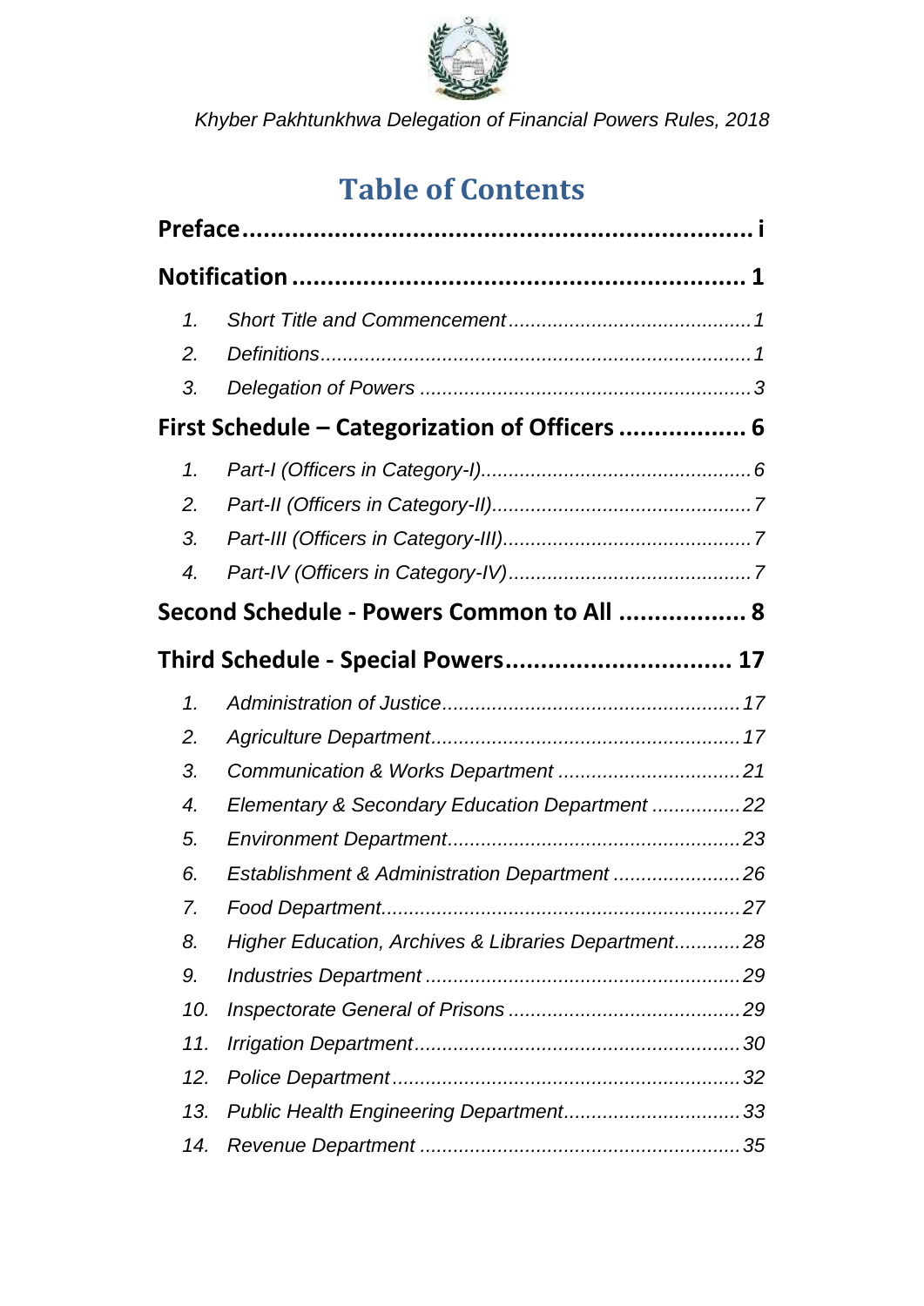# Table of Contents

**Preface ........................................................................ i**

**Notification ............................................................... 1**

1. *Short Title and Commencement ............................................ 1*
2. *Definitions ............................................................................ 1*
3. *Delegation of Powers ........................................................... 3*

**First Schedule – Categorization of Officers .................. 6**

1. *Part-I (Officers in Category-I) ................................................ 6*
2. *Part-II (Officers in Category-II) .............................................. 7*
3. *Part-III (Officers in Category-III) ............................................ 7*
4. *Part-IV (Officers in Category-IV) ............................................ 7*

**Second Schedule - Powers Common to All .................. 8**

**Third Schedule - Special Powers ................................ 17**

1. *Administration of Justice ..................................................... 17*
2. *Agriculture Department ........................................................ 17*
3. *Communication & Works Department ................................. 21*
4. *Elementary & Secondary Education Department ................ 22*
5. *Environment Department ..................................................... 23*
6. *Establishment & Administration Department ....................... 26*
7. *Food Department ................................................................. 27*
8. *Higher Education, Archives & Libraries Department ............ 28*
9. *Industries Department ......................................................... 29*
10. *Inspectorate General of Prisons .......................................... 29*
11. *Irrigation Department ........................................................... 30*
12. *Police Department ............................................................... 32*
13. *Public Health Engineering Department ................................ 33*
14. *Revenue Department .......................................................... 35*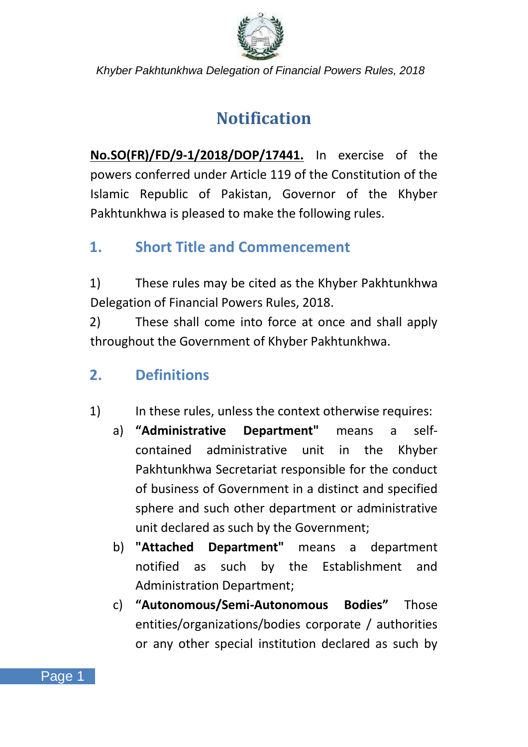# Notification

**No.SO(FR)/FD/9-1/2018/DOP/17441.** In exercise of the powers conferred under Article 119 of the Constitution of the Islamic Republic of Pakistan, Governor of the Khyber Pakhtunkhwa is pleased to make the following rules.

## 1. Short Title and Commencement

1) These rules may be cited as the Khyber Pakhtunkhwa Delegation of Financial Powers Rules, 2018.

2) These shall come into force at once and shall apply throughout the Government of Khyber Pakhtunkhwa.

## 2. Definitions

1) In these rules, unless the context otherwise requires:

   a) **"Administrative Department"** means a self-contained administrative unit in the Khyber Pakhtunkhwa Secretariat responsible for the conduct of business of Government in a distinct and specified sphere and such other department or administrative unit declared as such by the Government;

   b) **"Attached Department"** means a department notified as such by the Establishment and Administration Department;

   c) **"Autonomous/Semi-Autonomous Bodies"** Those entities/organizations/bodies corporate / authorities or any other special institution declared as such by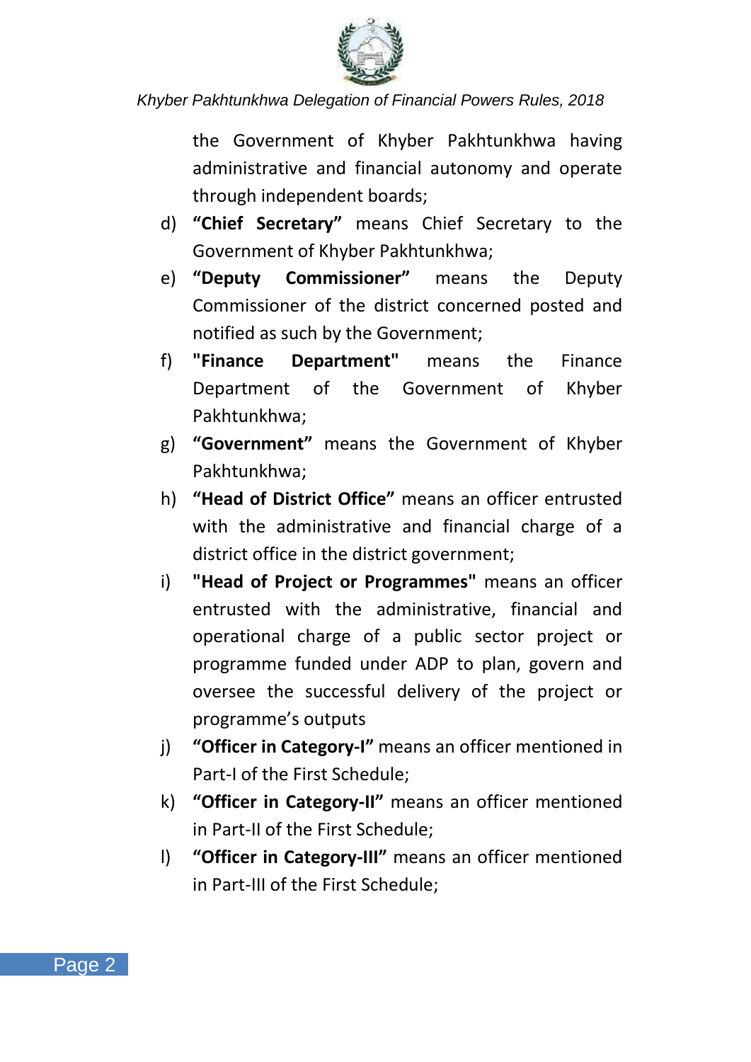the Government of Khyber Pakhtunkhwa having administrative and financial autonomy and operate through independent boards;

d) **“Chief Secretary”** means Chief Secretary to the Government of Khyber Pakhtunkhwa;

e) **“Deputy Commissioner”** means the Deputy Commissioner of the district concerned posted and notified as such by the Government;

f) **"Finance Department"** means the Finance Department of the Government of Khyber Pakhtunkhwa;

g) **“Government”** means the Government of Khyber Pakhtunkhwa;

h) **“Head of District Office”** means an officer entrusted with the administrative and financial charge of a district office in the district government;

i) **"Head of Project or Programmes"** means an officer entrusted with the administrative, financial and operational charge of a public sector project or programme funded under ADP to plan, govern and oversee the successful delivery of the project or programme’s outputs

j) **“Officer in Category-I”** means an officer mentioned in Part-I of the First Schedule;

k) **“Officer in Category-II”** means an officer mentioned in Part-II of the First Schedule;

l) **“Officer in Category-III”** means an officer mentioned in Part-III of the First Schedule;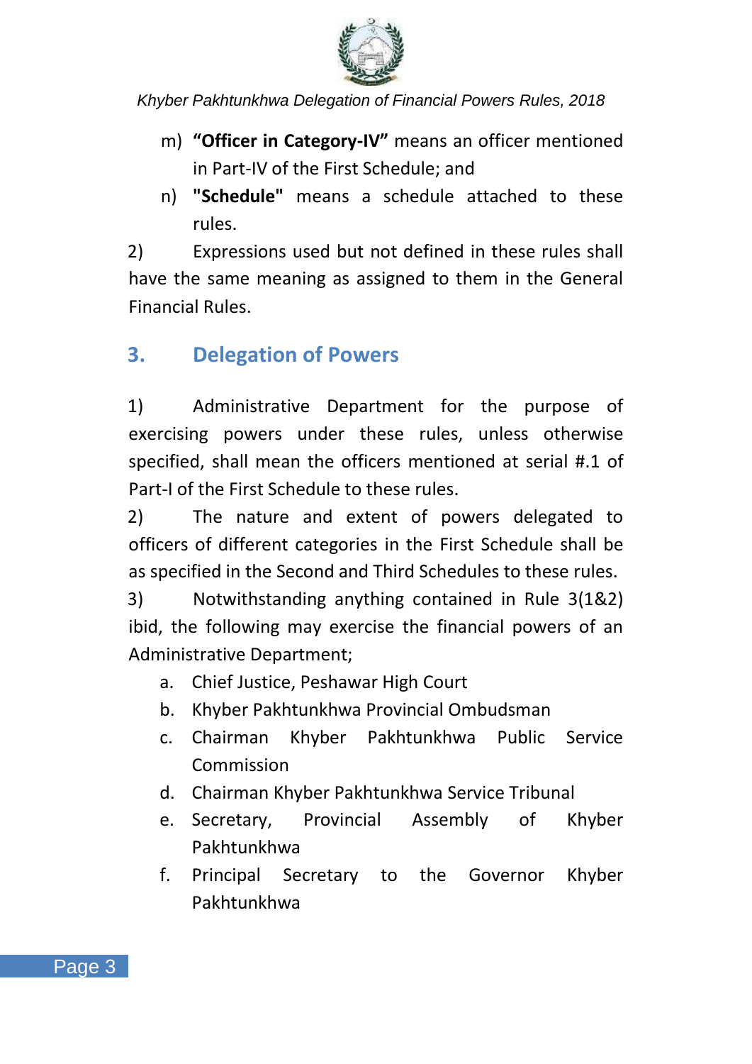m) **"Officer in Category-IV"** means an officer mentioned in Part-IV of the First Schedule; and

n) **"Schedule"** means a schedule attached to these rules.

2) Expressions used but not defined in these rules shall have the same meaning as assigned to them in the General Financial Rules.

## 3. Delegation of Powers

1) Administrative Department for the purpose of exercising powers under these rules, unless otherwise specified, shall mean the officers mentioned at serial #.1 of Part-I of the First Schedule to these rules.

2) The nature and extent of powers delegated to officers of different categories in the First Schedule shall be as specified in the Second and Third Schedules to these rules.

3) Notwithstanding anything contained in Rule 3(1&2) ibid, the following may exercise the financial powers of an Administrative Department;

a. Chief Justice, Peshawar High Court
b. Khyber Pakhtunkhwa Provincial Ombudsman
c. Chairman Khyber Pakhtunkhwa Public Service Commission
d. Chairman Khyber Pakhtunkhwa Service Tribunal
e. Secretary, Provincial Assembly of Khyber Pakhtunkhwa
f. Principal Secretary to the Governor Khyber Pakhtunkhwa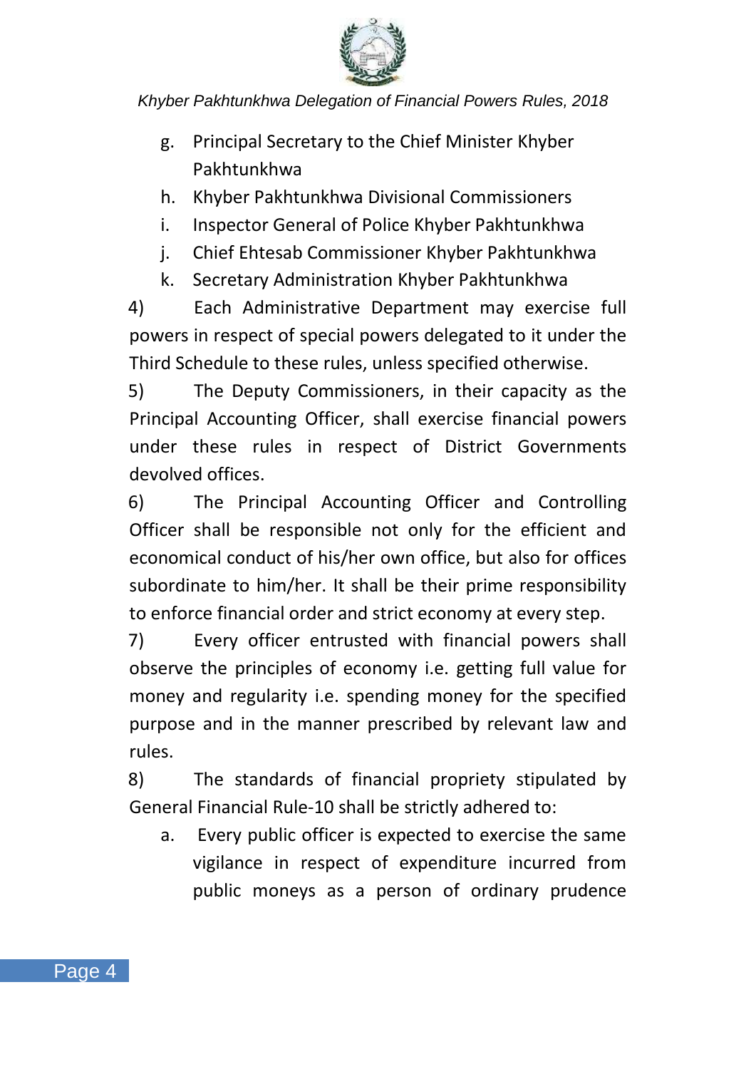g. Principal Secretary to the Chief Minister Khyber Pakhtunkhwa
h. Khyber Pakhtunkhwa Divisional Commissioners
i. Inspector General of Police Khyber Pakhtunkhwa
j. Chief Ehtesab Commissioner Khyber Pakhtunkhwa
k. Secretary Administration Khyber Pakhtunkhwa

4) Each Administrative Department may exercise full powers in respect of special powers delegated to it under the Third Schedule to these rules, unless specified otherwise.

5) The Deputy Commissioners, in their capacity as the Principal Accounting Officer, shall exercise financial powers under these rules in respect of District Governments devolved offices.

6) The Principal Accounting Officer and Controlling Officer shall be responsible not only for the efficient and economical conduct of his/her own office, but also for offices subordinate to him/her. It shall be their prime responsibility to enforce financial order and strict economy at every step.

7) Every officer entrusted with financial powers shall observe the principles of economy i.e. getting full value for money and regularity i.e. spending money for the specified purpose and in the manner prescribed by relevant law and rules.

8) The standards of financial propriety stipulated by General Financial Rule-10 shall be strictly adhered to:

a. Every public officer is expected to exercise the same vigilance in respect of expenditure incurred from public moneys as a person of ordinary prudence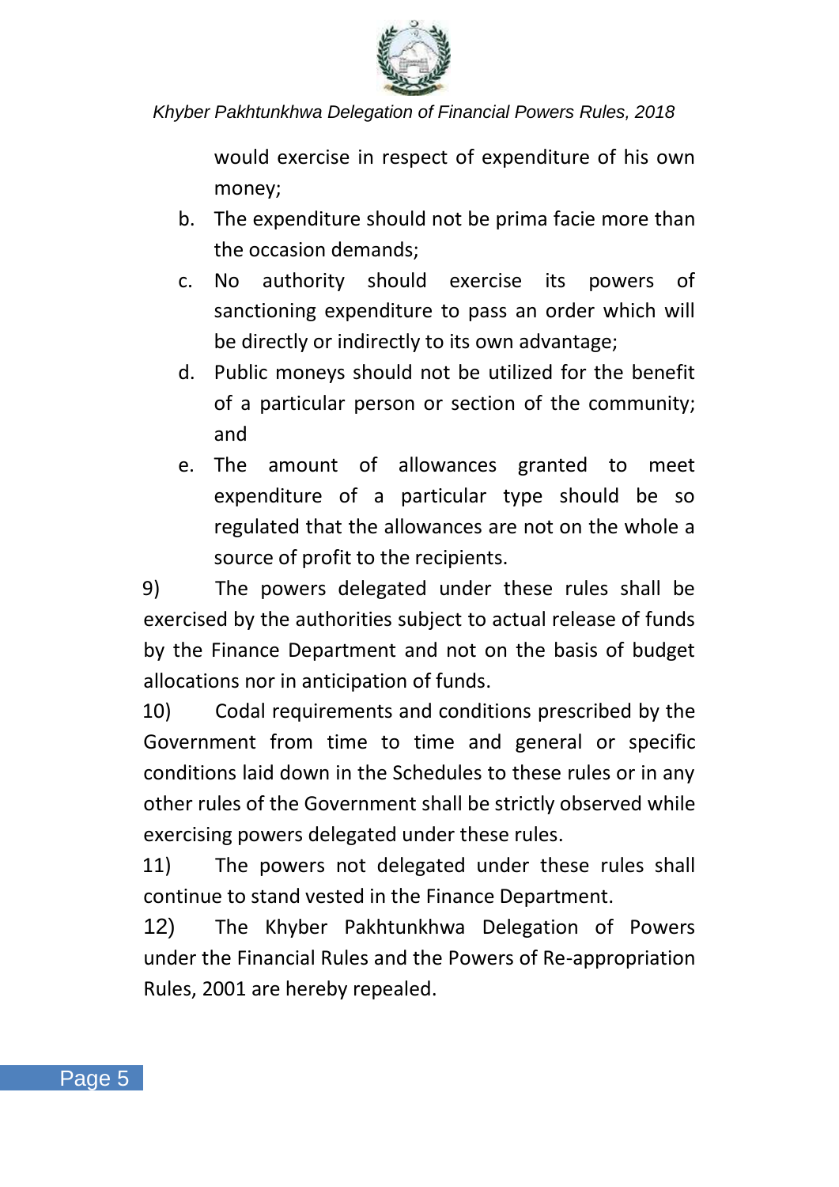would exercise in respect of expenditure of his own money;

b. The expenditure should not be prima facie more than the occasion demands;

c. No authority should exercise its powers of sanctioning expenditure to pass an order which will be directly or indirectly to its own advantage;

d. Public moneys should not be utilized for the benefit of a particular person or section of the community; and

e. The amount of allowances granted to meet expenditure of a particular type should be so regulated that the allowances are not on the whole a source of profit to the recipients.

9) The powers delegated under these rules shall be exercised by the authorities subject to actual release of funds by the Finance Department and not on the basis of budget allocations nor in anticipation of funds.

10) Codal requirements and conditions prescribed by the Government from time to time and general or specific conditions laid down in the Schedules to these rules or in any other rules of the Government shall be strictly observed while exercising powers delegated under these rules.

11) The powers not delegated under these rules shall continue to stand vested in the Finance Department.

12) The Khyber Pakhtunkhwa Delegation of Powers under the Financial Rules and the Powers of Re-appropriation Rules, 2001 are hereby repealed.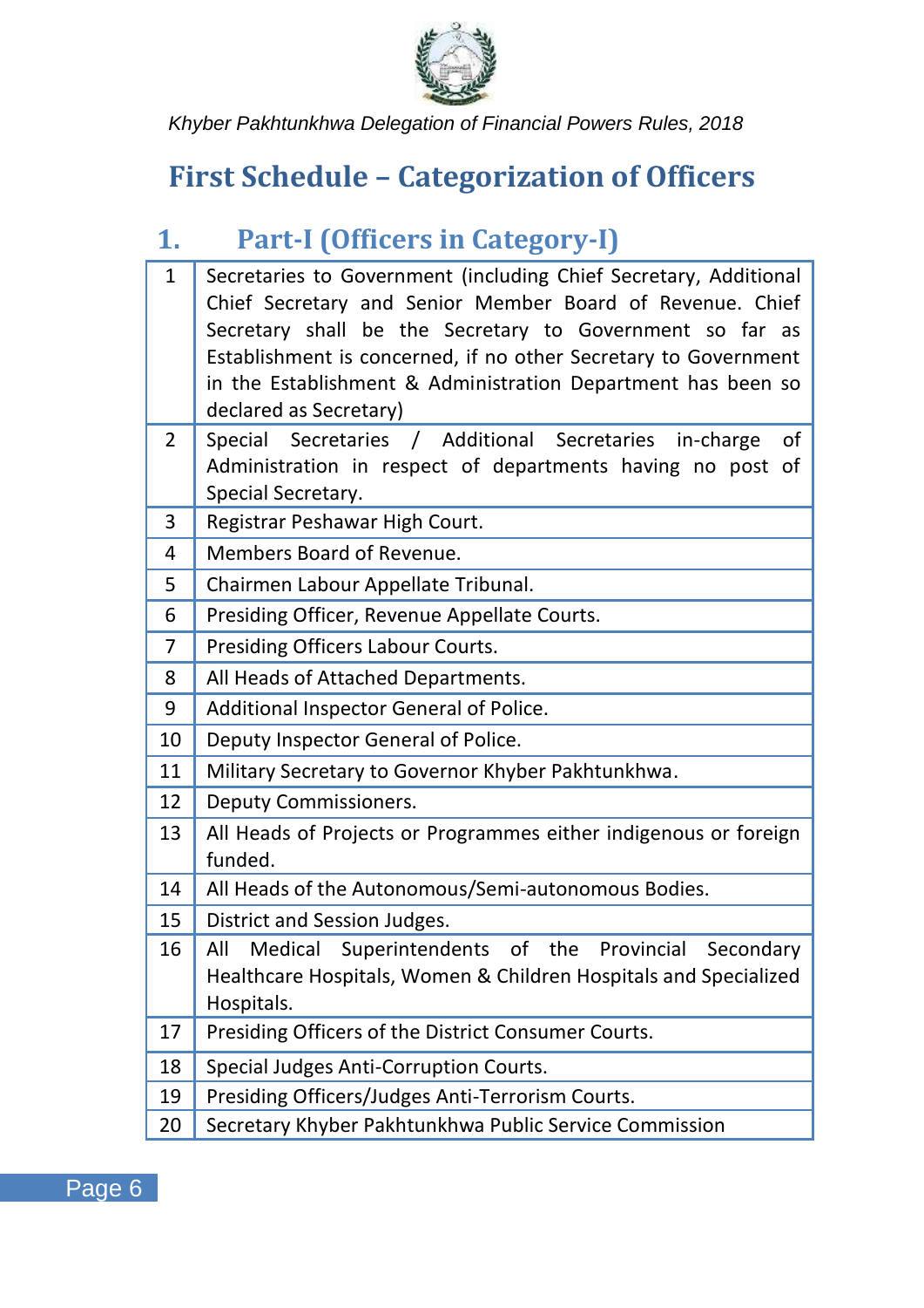# First Schedule – Categorization of Officers

## 1. Part-I (Officers in Category-I)

| | |
|---|---|
| 1 | Secretaries to Government (including Chief Secretary, Additional Chief Secretary and Senior Member Board of Revenue. Chief Secretary shall be the Secretary to Government so far as Establishment is concerned, if no other Secretary to Government in the Establishment & Administration Department has been so declared as Secretary) |
| 2 | Special Secretaries / Additional Secretaries in-charge of Administration in respect of departments having no post of Special Secretary. |
| 3 | Registrar Peshawar High Court. |
| 4 | Members Board of Revenue. |
| 5 | Chairmen Labour Appellate Tribunal. |
| 6 | Presiding Officer, Revenue Appellate Courts. |
| 7 | Presiding Officers Labour Courts. |
| 8 | All Heads of Attached Departments. |
| 9 | Additional Inspector General of Police. |
| 10 | Deputy Inspector General of Police. |
| 11 | Military Secretary to Governor Khyber Pakhtunkhwa. |
| 12 | Deputy Commissioners. |
| 13 | All Heads of Projects or Programmes either indigenous or foreign funded. |
| 14 | All Heads of the Autonomous/Semi-autonomous Bodies. |
| 15 | District and Session Judges. |
| 16 | All Medical Superintendents of the Provincial Secondary Healthcare Hospitals, Women & Children Hospitals and Specialized Hospitals. |
| 17 | Presiding Officers of the District Consumer Courts. |
| 18 | Special Judges Anti-Corruption Courts. |
| 19 | Presiding Officers/Judges Anti-Terrorism Courts. |
| 20 | Secretary Khyber Pakhtunkhwa Public Service Commission |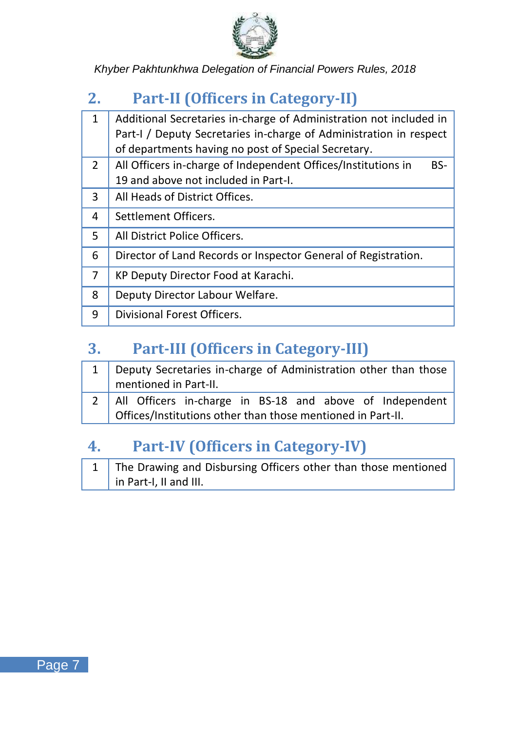## 2. Part-II (Officers in Category-II)

| | |
|---|---|
| 1 | Additional Secretaries in-charge of Administration not included in Part-I / Deputy Secretaries in-charge of Administration in respect of departments having no post of Special Secretary. |
| 2 | All Officers in-charge of Independent Offices/Institutions in BS-19 and above not included in Part-I. |
| 3 | All Heads of District Offices. |
| 4 | Settlement Officers. |
| 5 | All District Police Officers. |
| 6 | Director of Land Records or Inspector General of Registration. |
| 7 | KP Deputy Director Food at Karachi. |
| 8 | Deputy Director Labour Welfare. |
| 9 | Divisional Forest Officers. |

## 3. Part-III (Officers in Category-III)

| | |
|---|---|
| 1 | Deputy Secretaries in-charge of Administration other than those mentioned in Part-II. |
| 2 | All Officers in-charge in BS-18 and above of Independent Offices/Institutions other than those mentioned in Part-II. |

## 4. Part-IV (Officers in Category-IV)

| | |
|---|---|
| 1 | The Drawing and Disbursing Officers other than those mentioned in Part-I, II and III. |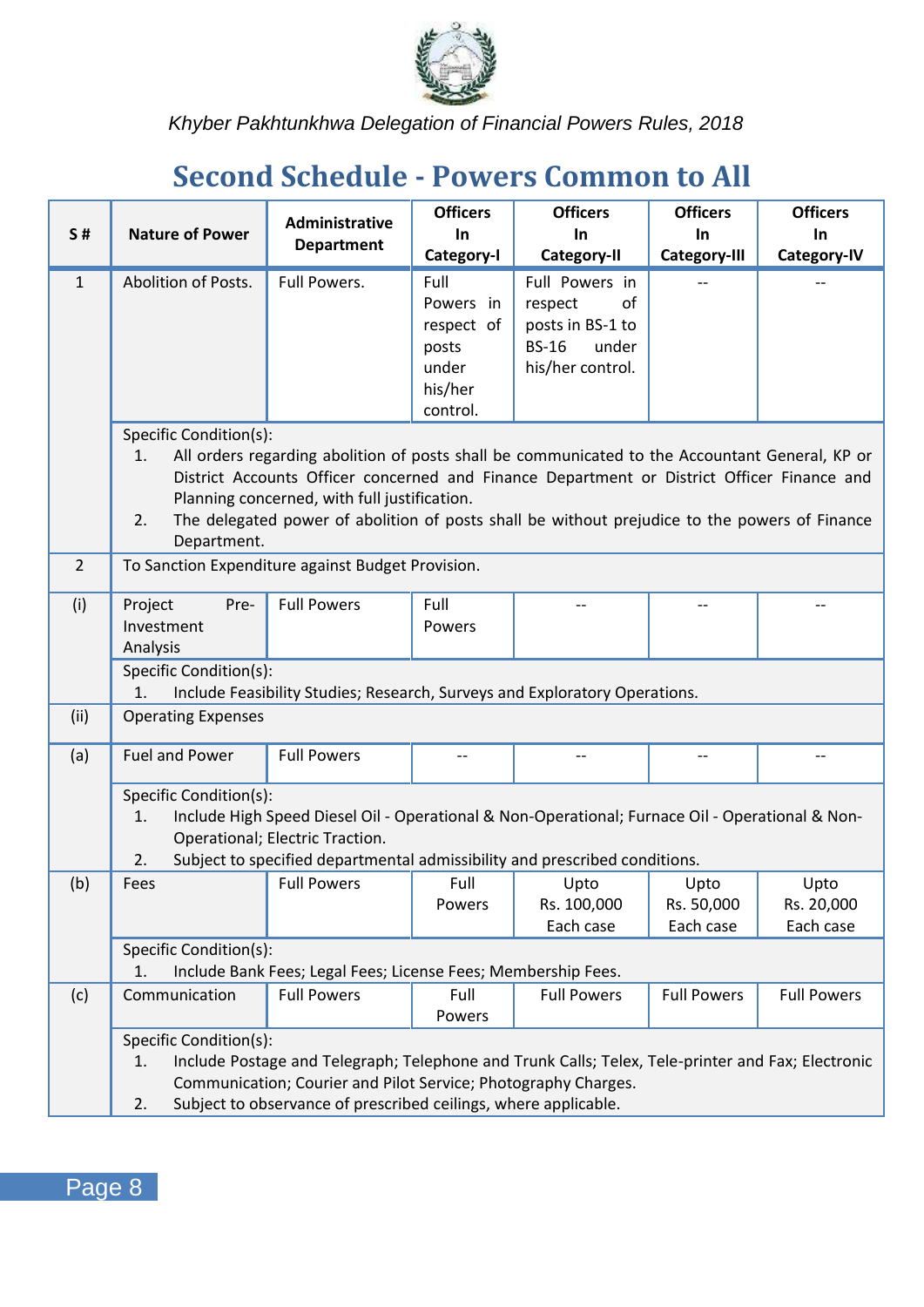## Second Schedule - Powers Common to All

| S # | Nature of Power | Administrative Department | Officers In Category-I | Officers In Category-II | Officers In Category-III | Officers In Category-IV |
|---|---|---|---|---|---|---|
| 1 | Abolition of Posts. | Full Powers. | Full Powers in respect of posts under his/her control. | Full Powers in respect of posts in BS-1 to BS-16 under his/her control. | -- | -- |
| | Specific Condition(s):<br>1. All orders regarding abolition of posts shall be communicated to the Accountant General, KP or District Accounts Officer concerned and Finance Department or District Officer Finance and Planning concerned, with full justification.<br>2. The delegated power of abolition of posts shall be without prejudice to the powers of Finance Department. | | | | | |
| 2 | To Sanction Expenditure against Budget Provision. | | | | | |
| (i) | Project Pre-Investment Analysis | Full Powers | Full Powers | -- | -- | -- |
| | Specific Condition(s):<br>1. Include Feasibility Studies; Research, Surveys and Exploratory Operations. | | | | | |
| (ii) | Operating Expenses | | | | | |
| (a) | Fuel and Power | Full Powers | -- | -- | -- | -- |
| | Specific Condition(s):<br>1. Include High Speed Diesel Oil - Operational & Non-Operational; Furnace Oil - Operational & Non-Operational; Electric Traction.<br>2. Subject to specified departmental admissibility and prescribed conditions. | | | | | |
| (b) | Fees | Full Powers | Full Powers | Upto Rs. 100,000 Each case | Upto Rs. 50,000 Each case | Upto Rs. 20,000 Each case |
| | Specific Condition(s):<br>1. Include Bank Fees; Legal Fees; License Fees; Membership Fees. | | | | | |
| (c) | Communication | Full Powers | Full Powers | Full Powers | Full Powers | Full Powers |
| | Specific Condition(s):<br>1. Include Postage and Telegraph; Telephone and Trunk Calls; Telex, Tele-printer and Fax; Electronic Communication; Courier and Pilot Service; Photography Charges.<br>2. Subject to observance of prescribed ceilings, where applicable. | | | | | |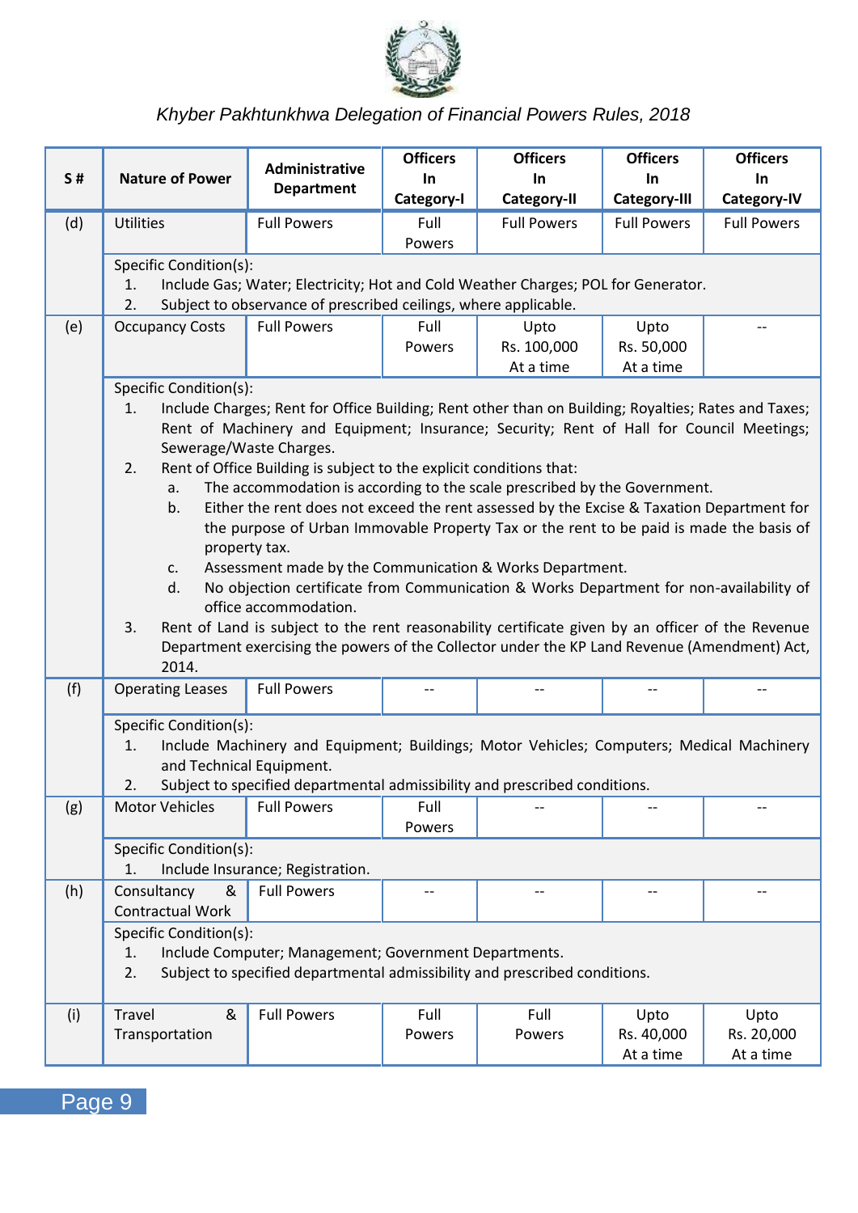| S # | Nature of Power | Administrative Department | Officers In Category-I | Officers In Category-II | Officers In Category-III | Officers In Category-IV |
|---|---|---|---|---|---|---|
| (d) | Utilities | Full Powers | Full Powers | Full Powers | Full Powers | Full Powers |
| | Specific Condition(s):<br>1. Include Gas; Water; Electricity; Hot and Cold Weather Charges; POL for Generator.<br>2. Subject to observance of prescribed ceilings, where applicable. | | | | | |
| (e) | Occupancy Costs | Full Powers | Full Powers | Upto Rs. 100,000 At a time | Upto Rs. 50,000 At a time | -- |
| | Specific Condition(s):<br>1. Include Charges; Rent for Office Building; Rent other than on Building; Royalties; Rates and Taxes; Rent of Machinery and Equipment; Insurance; Security; Rent of Hall for Council Meetings; Sewerage/Waste Charges.<br>2. Rent of Office Building is subject to the explicit conditions that:<br>a. The accommodation is according to the scale prescribed by the Government.<br>b. Either the rent does not exceed the rent assessed by the Excise & Taxation Department for the purpose of Urban Immovable Property Tax or the rent to be paid is made the basis of property tax.<br>c. Assessment made by the Communication & Works Department.<br>d. No objection certificate from Communication & Works Department for non-availability of office accommodation.<br>3. Rent of Land is subject to the rent reasonability certificate given by an officer of the Revenue Department exercising the powers of the Collector under the KP Land Revenue (Amendment) Act, 2014. | | | | | |
| (f) | Operating Leases | Full Powers | -- | -- | -- | -- |
| | Specific Condition(s):<br>1. Include Machinery and Equipment; Buildings; Motor Vehicles; Computers; Medical Machinery and Technical Equipment.<br>2. Subject to specified departmental admissibility and prescribed conditions. | | | | | |
| (g) | Motor Vehicles | Full Powers | Full Powers | -- | -- | -- |
| | Specific Condition(s):<br>1. Include Insurance; Registration. | | | | | |
| (h) | Consultancy & Contractual Work | Full Powers | -- | -- | -- | -- |
| | Specific Condition(s):<br>1. Include Computer; Management; Government Departments.<br>2. Subject to specified departmental admissibility and prescribed conditions. | | | | | |
| (i) | Travel & Transportation | Full Powers | Full Powers | Full Powers | Upto Rs. 40,000 At a time | Upto Rs. 20,000 At a time |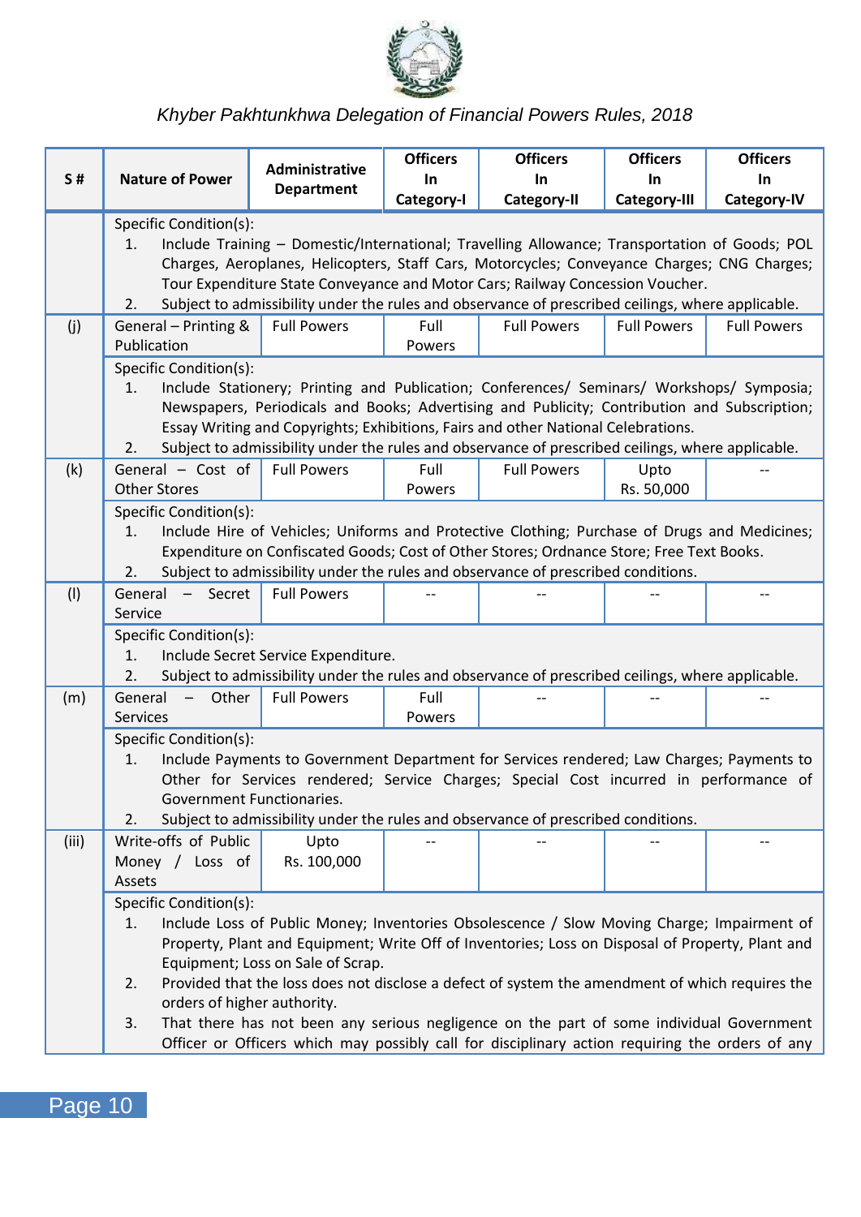| S # | Nature of Power | Administrative Department | Officers In Category-I | Officers In Category-II | Officers In Category-III | Officers In Category-IV |
|---|---|---|---|---|---|---|
| | Specific Condition(s):<br>1. Include Training – Domestic/International; Travelling Allowance; Transportation of Goods; POL Charges, Aeroplanes, Helicopters, Staff Cars, Motorcycles; Conveyance Charges; CNG Charges; Tour Expenditure State Conveyance and Motor Cars; Railway Concession Voucher.<br>2. Subject to admissibility under the rules and observance of prescribed ceilings, where applicable. | | | | | |
| (j) | General – Printing & Publication | Full Powers | Full Powers | Full Powers | Full Powers | Full Powers |
| | Specific Condition(s):<br>1. Include Stationery; Printing and Publication; Conferences/ Seminars/ Workshops/ Symposia; Newspapers, Periodicals and Books; Advertising and Publicity; Contribution and Subscription; Essay Writing and Copyrights; Exhibitions, Fairs and other National Celebrations.<br>2. Subject to admissibility under the rules and observance of prescribed ceilings, where applicable. | | | | | |
| (k) | General – Cost of Other Stores | Full Powers | Full Powers | Full Powers | Upto Rs. 50,000 | -- |
| | Specific Condition(s):<br>1. Include Hire of Vehicles; Uniforms and Protective Clothing; Purchase of Drugs and Medicines; Expenditure on Confiscated Goods; Cost of Other Stores; Ordnance Store; Free Text Books.<br>2. Subject to admissibility under the rules and observance of prescribed conditions. | | | | | |
| (l) | General – Secret Service | Full Powers | -- | -- | -- | -- |
| | Specific Condition(s):<br>1. Include Secret Service Expenditure.<br>2. Subject to admissibility under the rules and observance of prescribed ceilings, where applicable. | | | | | |
| (m) | General – Other Services | Full Powers | Full Powers | -- | -- | -- |
| | Specific Condition(s):<br>1. Include Payments to Government Department for Services rendered; Law Charges; Payments to Other for Services rendered; Service Charges; Special Cost incurred in performance of Government Functionaries.<br>2. Subject to admissibility under the rules and observance of prescribed conditions. | | | | | |
| (iii) | Write-offs of Public Money / Loss of Assets | Upto Rs. 100,000 | -- | -- | -- | -- |
| | Specific Condition(s):<br>1. Include Loss of Public Money; Inventories Obsolescence / Slow Moving Charge; Impairment of Property, Plant and Equipment; Write Off of Inventories; Loss on Disposal of Property, Plant and Equipment; Loss on Sale of Scrap.<br>2. Provided that the loss does not disclose a defect of system the amendment of which requires the orders of higher authority.<br>3. That there has not been any serious negligence on the part of some individual Government Officer or Officers which may possibly call for disciplinary action requiring the orders of any | | | | | |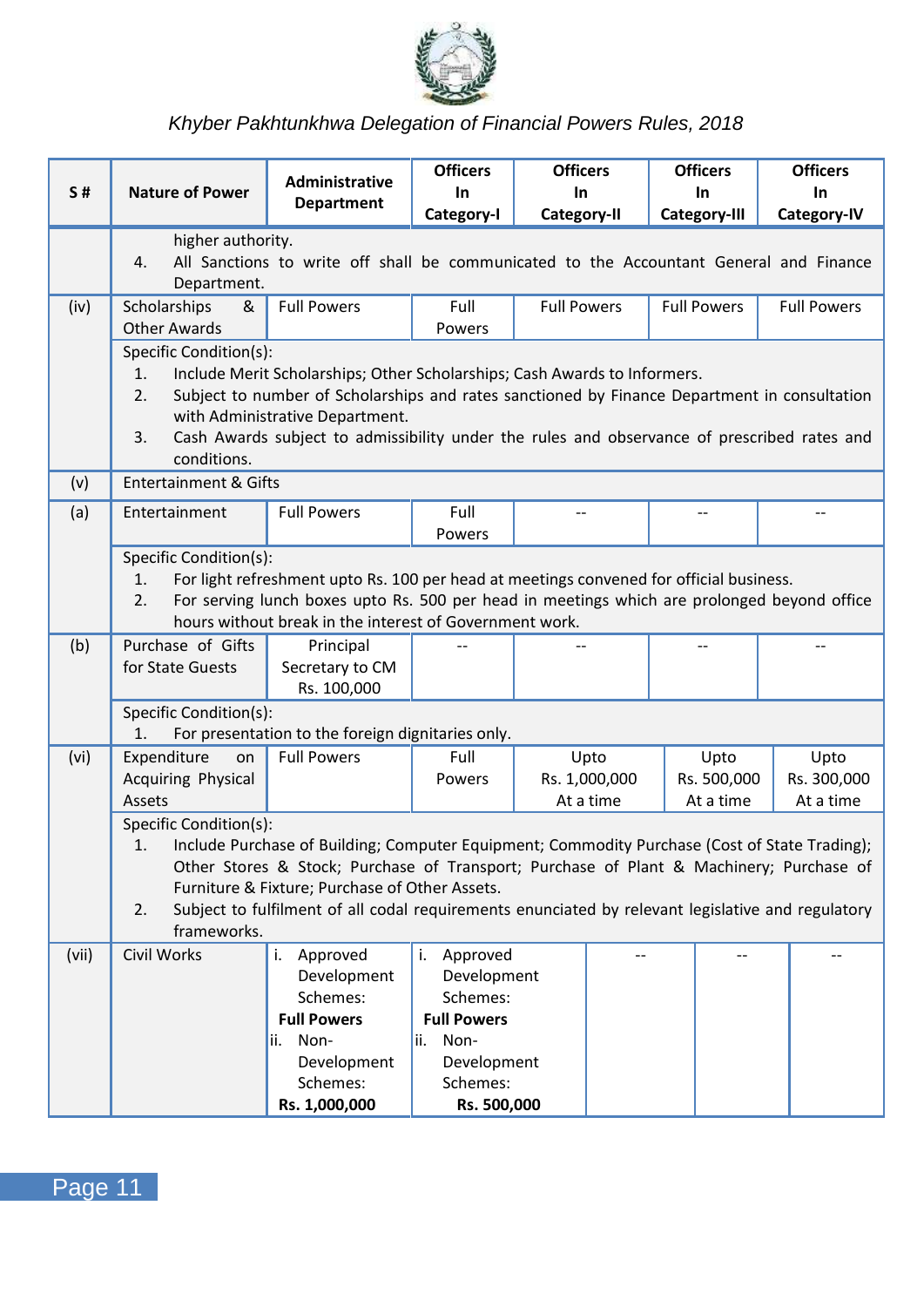| S # | Nature of Power | Administrative Department | Officers In Category-I | Officers In Category-II | Officers In Category-III | Officers In Category-IV |
|---|---|---|---|---|---|---|
| | higher authority.<br>4. All Sanctions to write off shall be communicated to the Accountant General and Finance Department. | | | | | |
| (iv) | Scholarships & Other Awards | Full Powers | Full Powers | Full Powers | Full Powers | Full Powers |
| | Specific Condition(s):<br>1. Include Merit Scholarships; Other Scholarships; Cash Awards to Informers.<br>2. Subject to number of Scholarships and rates sanctioned by Finance Department in consultation with Administrative Department.<br>3. Cash Awards subject to admissibility under the rules and observance of prescribed rates and conditions. | | | | | |
| (v) | Entertainment & Gifts | | | | | |
| (a) | Entertainment | Full Powers | Full Powers | -- | -- | -- |
| | Specific Condition(s):<br>1. For light refreshment upto Rs. 100 per head at meetings convened for official business.<br>2. For serving lunch boxes upto Rs. 500 per head in meetings which are prolonged beyond office hours without break in the interest of Government work. | | | | | |
| (b) | Purchase of Gifts for State Guests | Principal Secretary to CM Rs. 100,000 | -- | -- | -- | -- |
| | Specific Condition(s):<br>1. For presentation to the foreign dignitaries only. | | | | | |
| (vi) | Expenditure on Acquiring Physical Assets | Full Powers | Full Powers | Upto Rs. 1,000,000 At a time | Upto Rs. 500,000 At a time | Upto Rs. 300,000 At a time |
| | Specific Condition(s):<br>1. Include Purchase of Building; Computer Equipment; Commodity Purchase (Cost of State Trading); Other Stores & Stock; Purchase of Transport; Purchase of Plant & Machinery; Purchase of Furniture & Fixture; Purchase of Other Assets.<br>2. Subject to fulfilment of all codal requirements enunciated by relevant legislative and regulatory frameworks. | | | | | |
| (vii) | Civil Works | i. Approved Development Schemes: **Full Powers**<br>ii. Non-Development Schemes: **Rs. 1,000,000** | i. Approved Development Schemes: **Full Powers**<br>ii. Non-Development Schemes: **Rs. 500,000** | -- | -- | -- |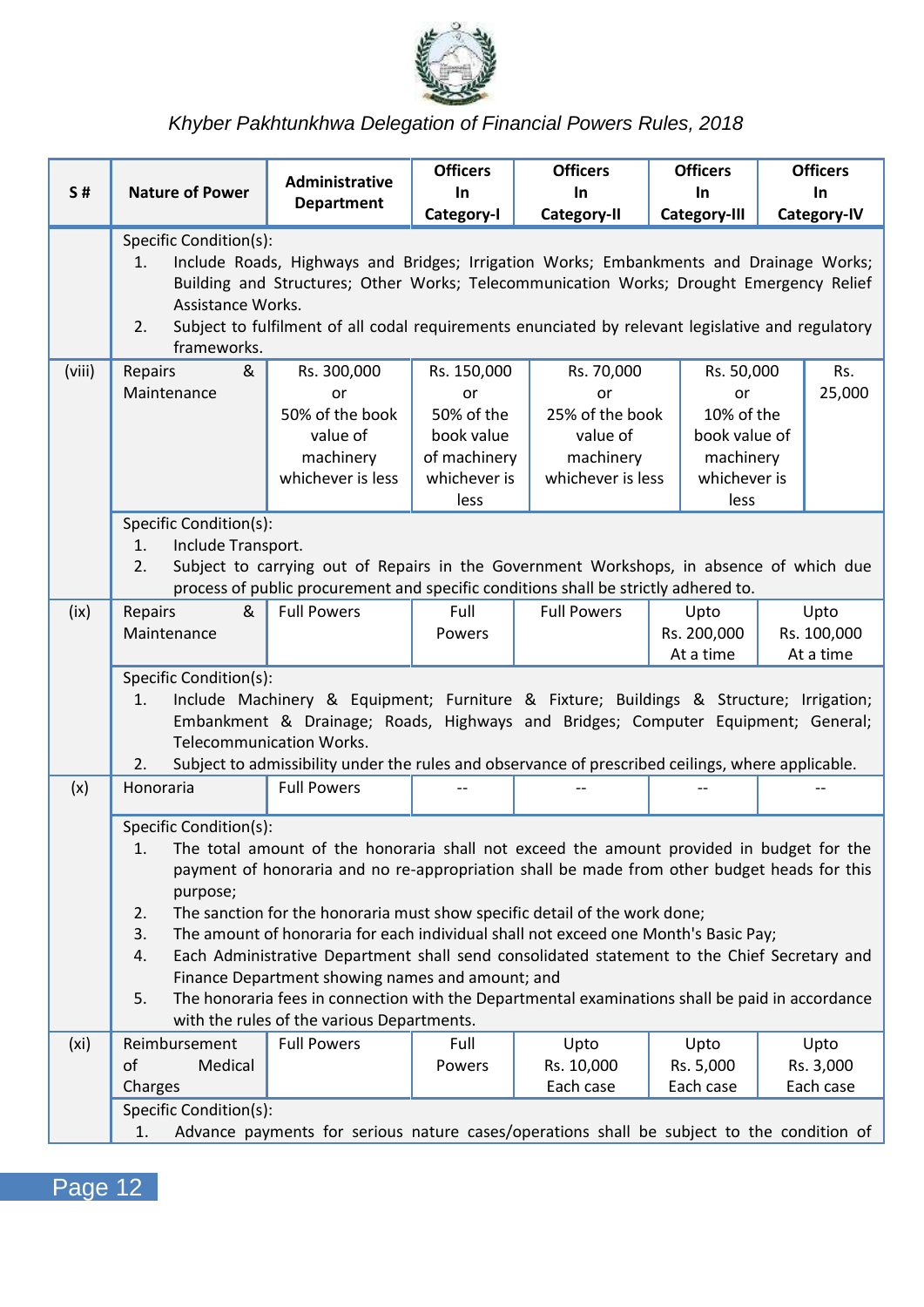| S # | Nature of Power | Administrative Department | Officers In Category-I | Officers In Category-II | Officers In Category-III | Officers In Category-IV |
|---|---|---|---|---|---|---|
| | Specific Condition(s):<br>1. Include Roads, Highways and Bridges; Irrigation Works; Embankments and Drainage Works; Building and Structures; Other Works; Telecommunication Works; Drought Emergency Relief Assistance Works.<br>2. Subject to fulfilment of all codal requirements enunciated by relevant legislative and regulatory frameworks. | | | | | |
| (viii) | Repairs & Maintenance | Rs. 300,000 or 50% of the book value of machinery whichever is less | Rs. 150,000 or 50% of the book value of machinery whichever is less | Rs. 70,000 or 25% of the book value of machinery whichever is less | Rs. 50,000 or 10% of the book value of machinery whichever is less | Rs. 25,000 |
| | Specific Condition(s):<br>1. Include Transport.<br>2. Subject to carrying out of Repairs in the Government Workshops, in absence of which due process of public procurement and specific conditions shall be strictly adhered to. | | | | | |
| (ix) | Repairs & Maintenance | Full Powers | Full Powers | Full Powers | Upto Rs. 200,000 At a time | Upto Rs. 100,000 At a time |
| | Specific Condition(s):<br>1. Include Machinery & Equipment; Furniture & Fixture; Buildings & Structure; Irrigation; Embankment & Drainage; Roads, Highways and Bridges; Computer Equipment; General; Telecommunication Works.<br>2. Subject to admissibility under the rules and observance of prescribed ceilings, where applicable. | | | | | |
| (x) | Honoraria | Full Powers | -- | -- | -- | -- |
| | Specific Condition(s):<br>1. The total amount of the honoraria shall not exceed the amount provided in budget for the payment of honoraria and no re-appropriation shall be made from other budget heads for this purpose;<br>2. The sanction for the honoraria must show specific detail of the work done;<br>3. The amount of honoraria for each individual shall not exceed one Month's Basic Pay;<br>4. Each Administrative Department shall send consolidated statement to the Chief Secretary and Finance Department showing names and amount; and<br>5. The honoraria fees in connection with the Departmental examinations shall be paid in accordance with the rules of the various Departments. | | | | | |
| (xi) | Reimbursement of Medical Charges | Full Powers | Full Powers | Upto Rs. 10,000 Each case | Upto Rs. 5,000 Each case | Upto Rs. 3,000 Each case |
| | Specific Condition(s):<br>1. Advance payments for serious nature cases/operations shall be subject to the condition of | | | | | |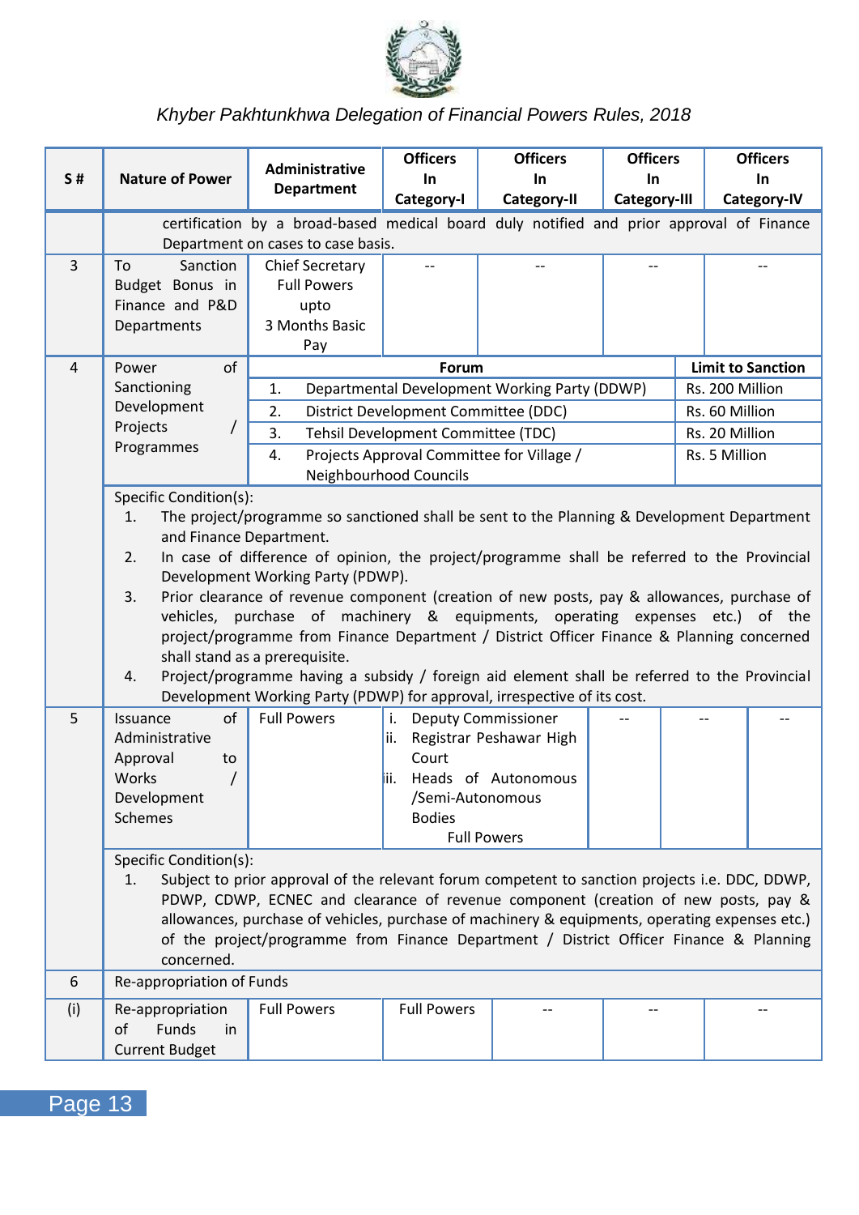| S # | Nature of Power | Administrative Department | Officers In Category-I | Officers In Category-II | Officers In Category-III | Officers In Category-IV |
|---|---|---|---|---|---|---|
| | certification by a broad-based medical board duly notified and prior approval of Finance Department on cases to case basis. | | | | | |
| 3 | To Sanction Budget Bonus in Finance and P&D Departments | Chief Secretary Full Powers upto 3 Months Basic Pay | -- | -- | -- | -- |
| 4 | Power of Sanctioning Development Projects / Programmes | **Forum** | | | | **Limit to Sanction** |
| | | 1. Departmental Development Working Party (DDWP) | | | | Rs. 200 Million |
| | | 2. District Development Committee (DDC) | | | | Rs. 60 Million |
| | | 3. Tehsil Development Committee (TDC) | | | | Rs. 20 Million |
| | | 4. Projects Approval Committee for Village / Neighbourhood Councils | | | | Rs. 5 Million |
| | Specific Condition(s):<br>1. The project/programme so sanctioned shall be sent to the Planning & Development Department and Finance Department.<br>2. In case of difference of opinion, the project/programme shall be referred to the Provincial Development Working Party (PDWP).<br>3. Prior clearance of revenue component (creation of new posts, pay & allowances, purchase of vehicles, purchase of machinery & equipments, operating expenses etc.) of the project/programme from Finance Department / District Officer Finance & Planning concerned shall stand as a prerequisite.<br>4. Project/programme having a subsidy / foreign aid element shall be referred to the Provincial Development Working Party (PDWP) for approval, irrespective of its cost. | | | | | |
| 5 | Issuance of Administrative Approval to Works / Development Schemes | Full Powers | i. Deputy Commissioner<br>ii. Registrar Peshawar High Court<br>iii. Heads of Autonomous /Semi-Autonomous Bodies<br>Full Powers | -- | -- | -- |
| | Specific Condition(s):<br>1. Subject to prior approval of the relevant forum competent to sanction projects i.e. DDC, DDWP, PDWP, CDWP, ECNEC and clearance of revenue component (creation of new posts, pay & allowances, purchase of vehicles, purchase of machinery & equipments, operating expenses etc.) of the project/programme from Finance Department / District Officer Finance & Planning concerned. | | | | | |
| 6 | Re-appropriation of Funds | | | | | |
| (i) | Re-appropriation of Funds in Current Budget | Full Powers | Full Powers | -- | -- | -- |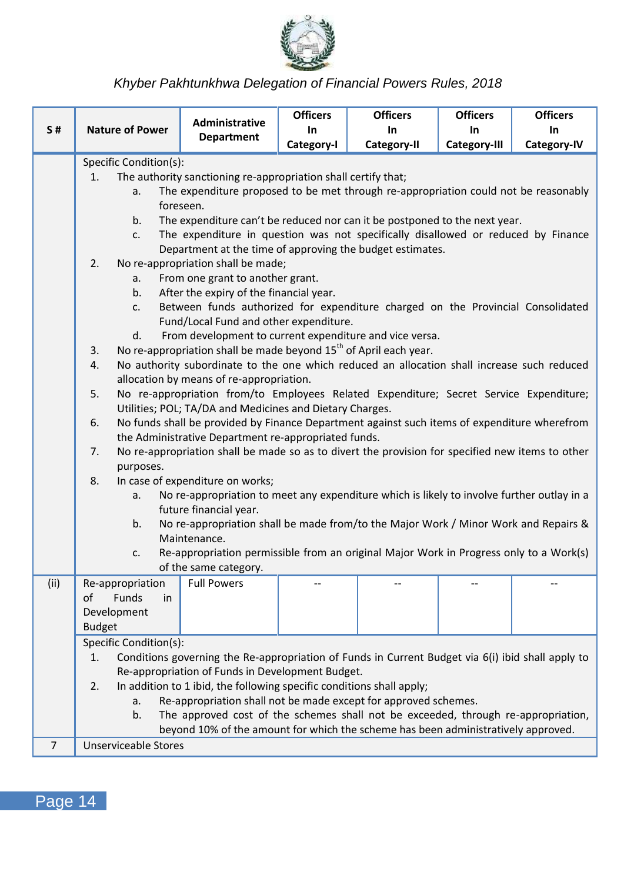| S # | Nature of Power | Administrative Department | Officers In Category-I | Officers In Category-II | Officers In Category-III | Officers In Category-IV |
|---|---|---|---|---|---|---|
| | Specific Condition(s):<br>1. The authority sanctioning re-appropriation shall certify that;<br>a. The expenditure proposed to be met through re-appropriation could not be reasonably foreseen.<br>b. The expenditure can't be reduced nor can it be postponed to the next year.<br>c. The expenditure in question was not specifically disallowed or reduced by Finance Department at the time of approving the budget estimates.<br>2. No re-appropriation shall be made;<br>a. From one grant to another grant.<br>b. After the expiry of the financial year.<br>c. Between funds authorized for expenditure charged on the Provincial Consolidated Fund/Local Fund and other expenditure.<br>d. From development to current expenditure and vice versa.<br>3. No re-appropriation shall be made beyond 15th of April each year.<br>4. No authority subordinate to the one which reduced an allocation shall increase such reduced allocation by means of re-appropriation.<br>5. No re-appropriation from/to Employees Related Expenditure; Secret Service Expenditure; Utilities; POL; TA/DA and Medicines and Dietary Charges.<br>6. No funds shall be provided by Finance Department against such items of expenditure wherefrom the Administrative Department re-appropriated funds.<br>7. No re-appropriation shall be made so as to divert the provision for specified new items to other purposes.<br>8. In case of expenditure on works;<br>a. No re-appropriation to meet any expenditure which is likely to involve further outlay in a future financial year.<br>b. No re-appropriation shall be made from/to the Major Work / Minor Work and Repairs & Maintenance.<br>c. Re-appropriation permissible from an original Major Work in Progress only to a Work(s) of the same category. | | | | | |
| (ii) | Re-appropriation of Funds in Development Budget | Full Powers | -- | -- | -- | -- |
| | Specific Condition(s):<br>1. Conditions governing the Re-appropriation of Funds in Current Budget via 6(i) ibid shall apply to Re-appropriation of Funds in Development Budget.<br>2. In addition to 1 ibid, the following specific conditions shall apply;<br>a. Re-appropriation shall not be made except for approved schemes.<br>b. The approved cost of the schemes shall not be exceeded, through re-appropriation, beyond 10% of the amount for which the scheme has been administratively approved. | | | | | |
| 7 | Unserviceable Stores | | | | | |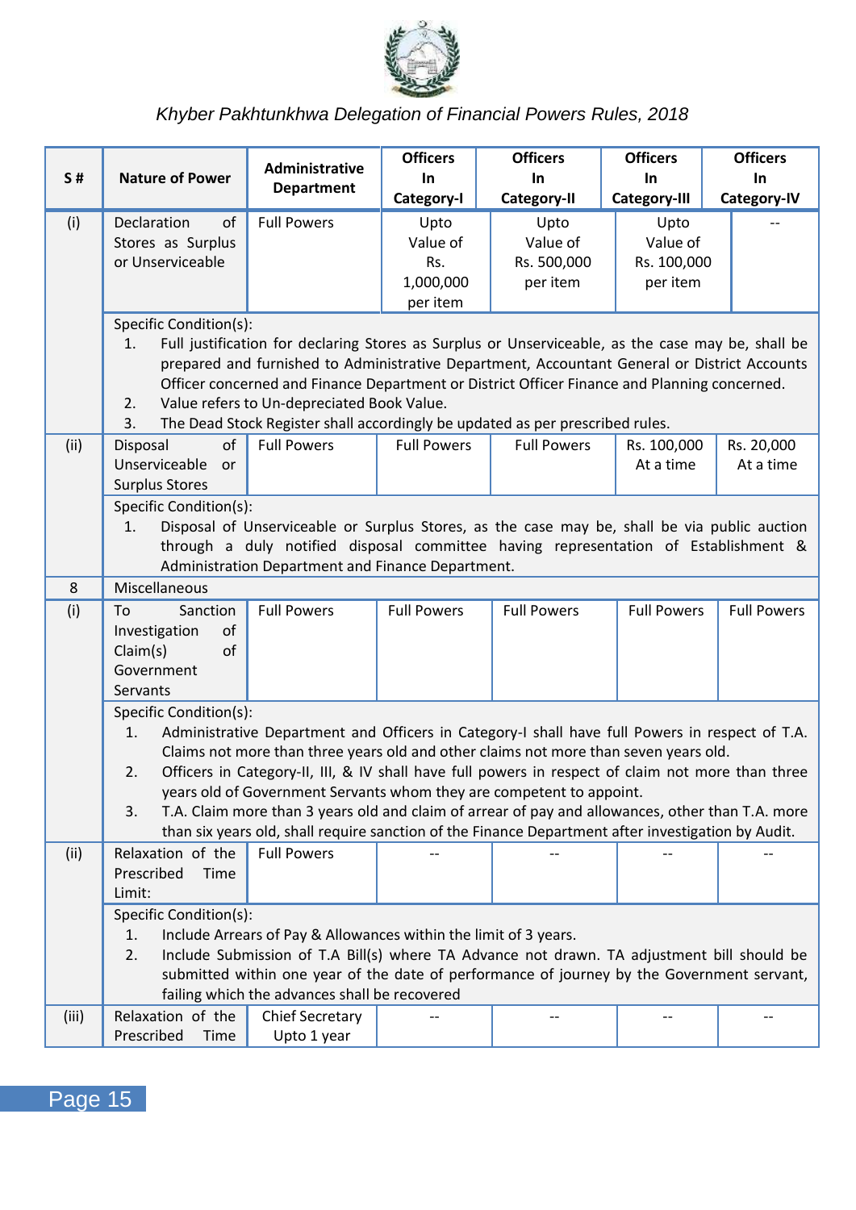| S # | Nature of Power | Administrative Department | Officers In Category-I | Officers In Category-II | Officers In Category-III | Officers In Category-IV |
|---|---|---|---|---|---|---|
| (i) | Declaration of Stores as Surplus or Unserviceable | Full Powers | Upto Value of Rs. 1,000,000 per item | Upto Value of Rs. 500,000 per item | Upto Value of Rs. 100,000 per item | -- |
| | Specific Condition(s):<br>1. Full justification for declaring Stores as Surplus or Unserviceable, as the case may be, shall be prepared and furnished to Administrative Department, Accountant General or District Accounts Officer concerned and Finance Department or District Officer Finance and Planning concerned.<br>2. Value refers to Un-depreciated Book Value.<br>3. The Dead Stock Register shall accordingly be updated as per prescribed rules. | | | | | |
| (ii) | Disposal of Unserviceable or Surplus Stores | Full Powers | Full Powers | Full Powers | Rs. 100,000 At a time | Rs. 20,000 At a time |
| | Specific Condition(s):<br>1. Disposal of Unserviceable or Surplus Stores, as the case may be, shall be via public auction through a duly notified disposal committee having representation of Establishment & Administration Department and Finance Department. | | | | | |
| 8 | Miscellaneous | | | | | |
| (i) | To Sanction Investigation of Claim(s) of Government Servants | Full Powers | Full Powers | Full Powers | Full Powers | Full Powers |
| | Specific Condition(s):<br>1. Administrative Department and Officers in Category-I shall have full Powers in respect of T.A. Claims not more than three years old and other claims not more than seven years old.<br>2. Officers in Category-II, III, & IV shall have full powers in respect of claim not more than three years old of Government Servants whom they are competent to appoint.<br>3. T.A. Claim more than 3 years old and claim of arrear of pay and allowances, other than T.A. more than six years old, shall require sanction of the Finance Department after investigation by Audit. | | | | | |
| (ii) | Relaxation of the Prescribed Time Limit: | Full Powers | -- | -- | -- | -- |
| | Specific Condition(s):<br>1. Include Arrears of Pay & Allowances within the limit of 3 years.<br>2. Include Submission of T.A Bill(s) where TA Advance not drawn. TA adjustment bill should be submitted within one year of the date of performance of journey by the Government servant, failing which the advances shall be recovered | | | | | |
| (iii) | Relaxation of the Prescribed Time | Chief Secretary Upto 1 year | -- | -- | -- | -- |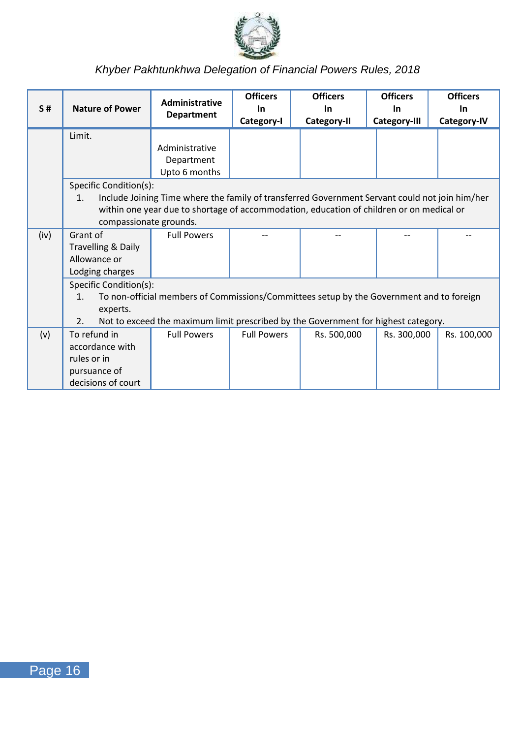| S # | Nature of Power | Administrative Department | Officers In Category-I | Officers In Category-II | Officers In Category-III | Officers In Category-IV |
|---|---|---|---|---|---|---|
| | Limit. | Administrative Department Upto 6 months | | | | |
| | Specific Condition(s): 1. Include Joining Time where the family of transferred Government Servant could not join him/her within one year due to shortage of accommodation, education of children or on medical or compassionate grounds. | | | | | |
| (iv) | Grant of Travelling & Daily Allowance or Lodging charges | Full Powers | -- | -- | -- | -- |
| | Specific Condition(s): 1. To non-official members of Commissions/Committees setup by the Government and to foreign experts. 2. Not to exceed the maximum limit prescribed by the Government for highest category. | | | | | |
| (v) | To refund in accordance with rules or in pursuance of decisions of court | Full Powers | Full Powers | Rs. 500,000 | Rs. 300,000 | Rs. 100,000 |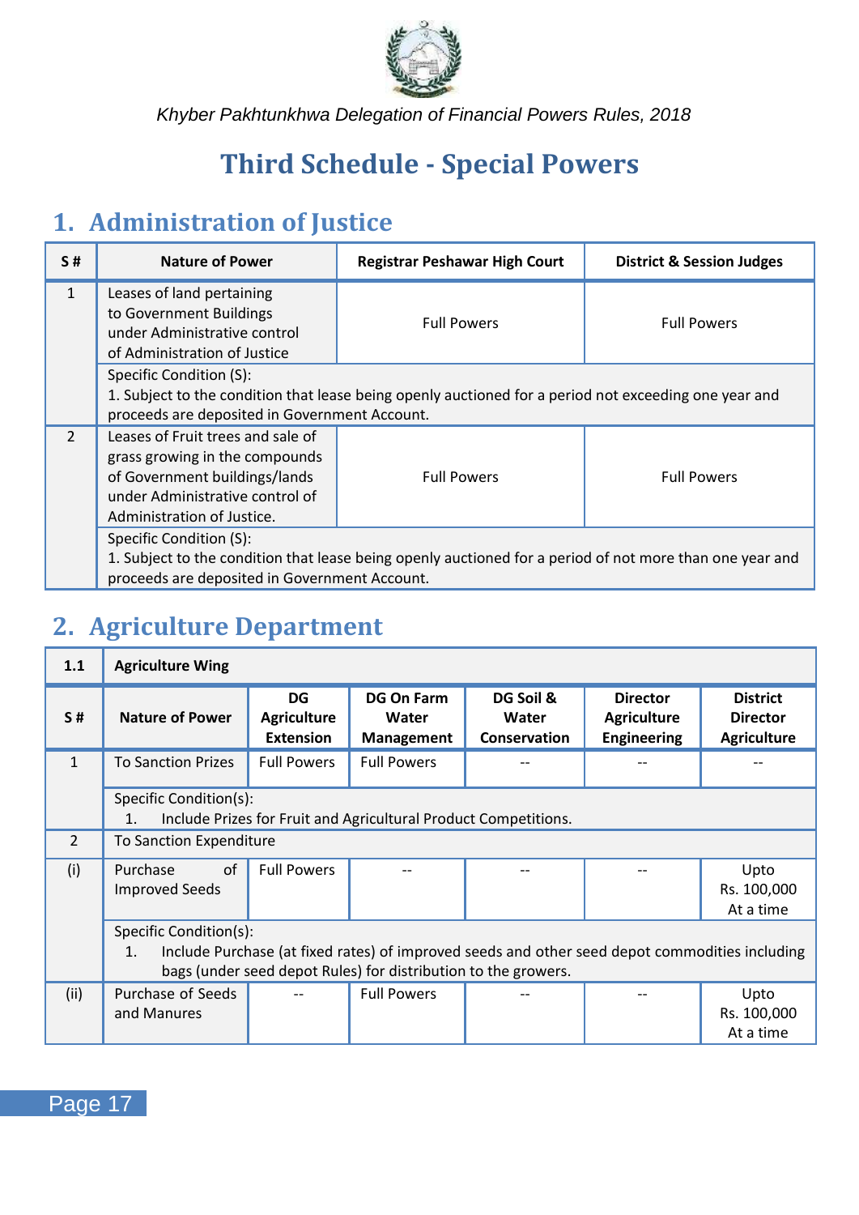# Third Schedule - Special Powers

## 1. Administration of Justice

| S # | Nature of Power | Registrar Peshawar High Court | District & Session Judges |
|---|---|---|---|
| 1 | Leases of land pertaining to Government Buildings under Administrative control of Administration of Justice | Full Powers | Full Powers |
| | Specific Condition (S):<br>1. Subject to the condition that lease being openly auctioned for a period not exceeding one year and proceeds are deposited in Government Account. | | |
| 2 | Leases of Fruit trees and sale of grass growing in the compounds of Government buildings/lands under Administrative control of Administration of Justice. | Full Powers | Full Powers |
| | Specific Condition (S):<br>1. Subject to the condition that lease being openly auctioned for a period of not more than one year and proceeds are deposited in Government Account. | | |

## 2. Agriculture Department

| 1.1 | Agriculture Wing | | | | | |
|---|---|---|---|---|---|---|
| **S #** | **Nature of Power** | **DG Agriculture Extension** | **DG On Farm Water Management** | **DG Soil & Water Conservation** | **Director Agriculture Engineering** | **District Director Agriculture** |
| 1 | To Sanction Prizes | Full Powers | Full Powers | -- | -- | -- |
| | Specific Condition(s):<br>1. Include Prizes for Fruit and Agricultural Product Competitions. | | | | | |
| 2 | To Sanction Expenditure | | | | | |
| (i) | Purchase of Improved Seeds | Full Powers | -- | -- | -- | Upto Rs. 100,000 At a time |
| | Specific Condition(s):<br>1. Include Purchase (at fixed rates) of improved seeds and other seed depot commodities including bags (under seed depot Rules) for distribution to the growers. | | | | | |
| (ii) | Purchase of Seeds and Manures | -- | Full Powers | -- | -- | Upto Rs. 100,000 At a time |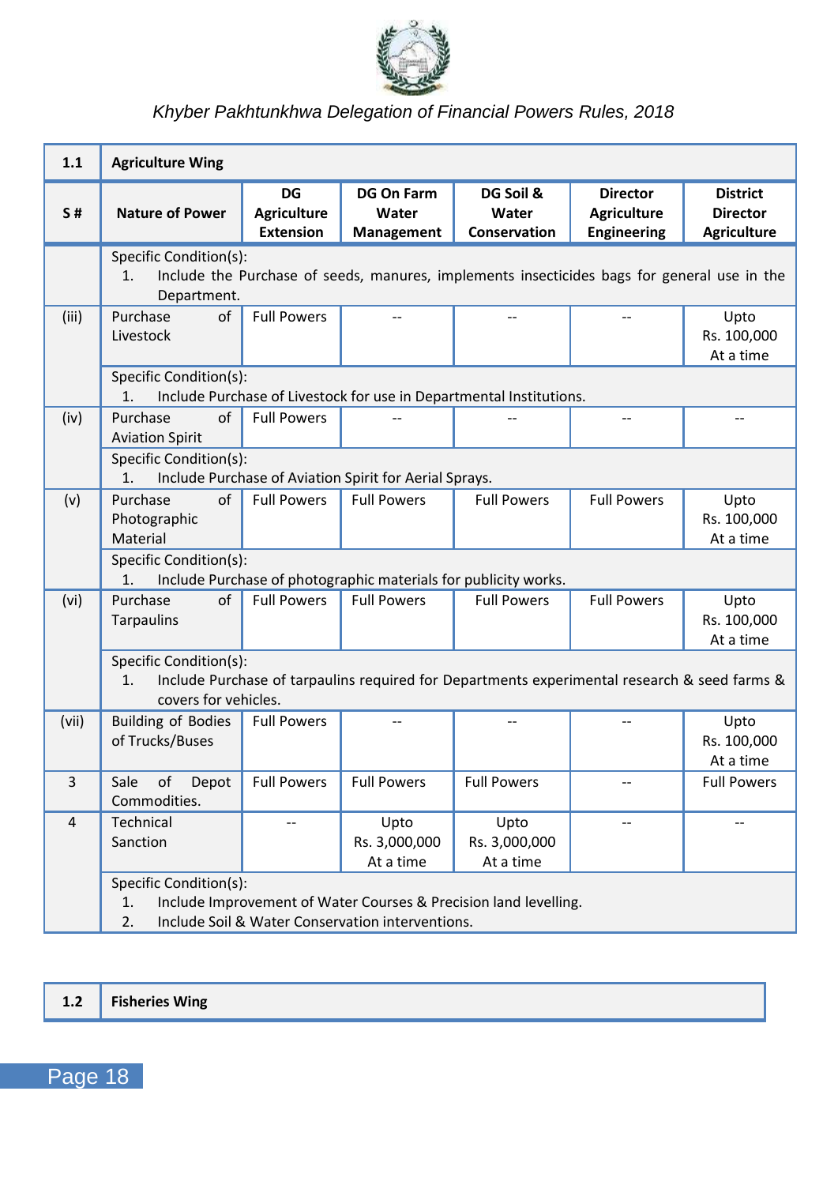| 1.1 | Agriculture Wing | | | | | |
|---|---|---|---|---|---|---|
| **S #** | **Nature of Power** | **DG Agriculture Extension** | **DG On Farm Water Management** | **DG Soil & Water Conservation** | **Director Agriculture Engineering** | **District Director Agriculture** |
| | Specific Condition(s):<br>1. Include the Purchase of seeds, manures, implements insecticides bags for general use in the Department. | | | | | |
| (iii) | Purchase of Livestock | Full Powers | -- | -- | -- | Upto Rs. 100,000 At a time |
| | Specific Condition(s):<br>1. Include Purchase of Livestock for use in Departmental Institutions. | | | | | |
| (iv) | Purchase of Aviation Spirit | Full Powers | -- | -- | -- | -- |
| | Specific Condition(s):<br>1. Include Purchase of Aviation Spirit for Aerial Sprays. | | | | | |
| (v) | Purchase of Photographic Material | Full Powers | Full Powers | Full Powers | Full Powers | Upto Rs. 100,000 At a time |
| | Specific Condition(s):<br>1. Include Purchase of photographic materials for publicity works. | | | | | |
| (vi) | Purchase of Tarpaulins | Full Powers | Full Powers | Full Powers | Full Powers | Upto Rs. 100,000 At a time |
| | Specific Condition(s):<br>1. Include Purchase of tarpaulins required for Departments experimental research & seed farms & covers for vehicles. | | | | | |
| (vii) | Building of Bodies of Trucks/Buses | Full Powers | -- | -- | -- | Upto Rs. 100,000 At a time |
| 3 | Sale of Depot Commodities. | Full Powers | Full Powers | Full Powers | -- | Full Powers |
| 4 | Technical Sanction | -- | Upto Rs. 3,000,000 At a time | Upto Rs. 3,000,000 At a time | -- | -- |
| | Specific Condition(s):<br>1. Include Improvement of Water Courses & Precision land levelling.<br>2. Include Soil & Water Conservation interventions. | | | | | |

| 1.2 | Fisheries Wing |
|---|---|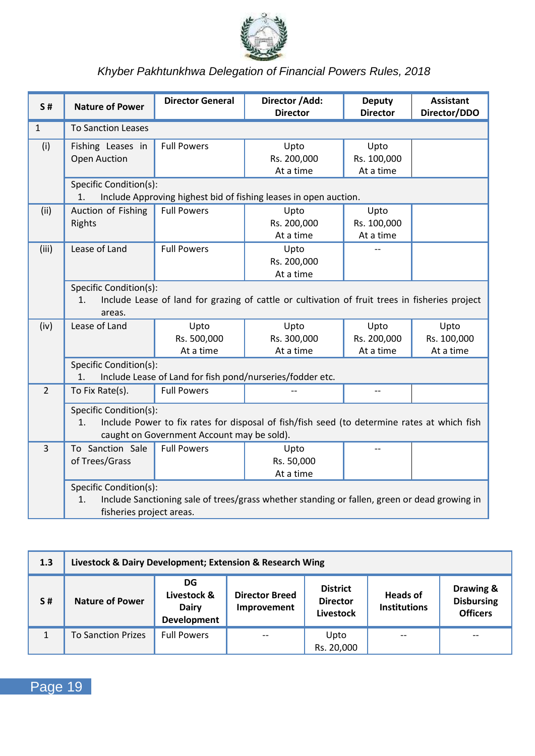| S # | Nature of Power | Director General | Director /Add: Director | Deputy Director | Assistant Director/DDO |
|---|---|---|---|---|---|
| 1 | To Sanction Leases | | | | |
| (i) | Fishing Leases in Open Auction | Full Powers | Upto Rs. 200,000 At a time | Upto Rs. 100,000 At a time | |
| | Specific Condition(s): 1. Include Approving highest bid of fishing leases in open auction. | | | | |
| (ii) | Auction of Fishing Rights | Full Powers | Upto Rs. 200,000 At a time | Upto Rs. 100,000 At a time | |
| (iii) | Lease of Land | Full Powers | Upto Rs. 200,000 At a time | -- | |
| | Specific Condition(s): 1. Include Lease of land for grazing of cattle or cultivation of fruit trees in fisheries project areas. | | | | |
| (iv) | Lease of Land | Upto Rs. 500,000 At a time | Upto Rs. 300,000 At a time | Upto Rs. 200,000 At a time | Upto Rs. 100,000 At a time |
| | Specific Condition(s): 1. Include Lease of Land for fish pond/nurseries/fodder etc. | | | | |
| 2 | To Fix Rate(s). | Full Powers | -- | -- | |
| | Specific Condition(s): 1. Include Power to fix rates for disposal of fish/fish seed (to determine rates at which fish caught on Government Account may be sold). | | | | |
| 3 | To Sanction Sale of Trees/Grass | Full Powers | Upto Rs. 50,000 At a time | -- | |
| | Specific Condition(s): 1. Include Sanctioning sale of trees/grass whether standing or fallen, green or dead growing in fisheries project areas. | | | | |

| 1.3 | Livestock & Dairy Development; Extension & Research Wing | | | | |
|---|---|---|---|---|---|
| **S #** | **Nature of Power** | **DG Livestock & Dairy Development** | **Director Breed Improvement** | **District Director Livestock** | **Heads of Institutions** | **Drawing & Disbursing Officers** |
| 1 | To Sanction Prizes | Full Powers | -- | Upto Rs. 20,000 | -- | -- |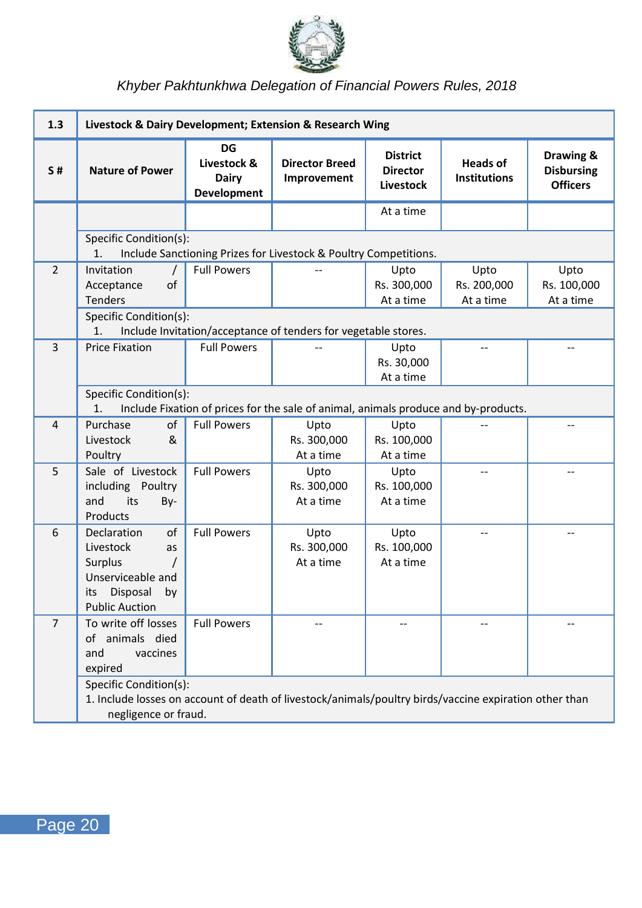| 1.3 | Livestock & Dairy Development; Extension & Research Wing | | | | | |
|---|---|---|---|---|---|---|
| **S #** | **Nature of Power** | **DG Livestock & Dairy Development** | **Director Breed Improvement** | **District Director Livestock** | **Heads of Institutions** | **Drawing & Disbursing Officers** |
| | | | | At a time | | |
| | Specific Condition(s): 1. Include Sanctioning Prizes for Livestock & Poultry Competitions. | | | | | |
| 2 | Invitation / Acceptance of Tenders | Full Powers | -- | Upto Rs. 300,000 At a time | Upto Rs. 200,000 At a time | Upto Rs. 100,000 At a time |
| | Specific Condition(s): 1. Include Invitation/acceptance of tenders for vegetable stores. | | | | | |
| 3 | Price Fixation | Full Powers | -- | Upto Rs. 30,000 At a time | -- | -- |
| | Specific Condition(s): 1. Include Fixation of prices for the sale of animal, animals produce and by-products. | | | | | |
| 4 | Purchase of Livestock & Poultry | Full Powers | Upto Rs. 300,000 At a time | Upto Rs. 100,000 At a time | -- | -- |
| 5 | Sale of Livestock including Poultry and its By-Products | Full Powers | Upto Rs. 300,000 At a time | Upto Rs. 100,000 At a time | -- | -- |
| 6 | Declaration of Livestock as Surplus / Unserviceable and its Disposal by Public Auction | Full Powers | Upto Rs. 300,000 At a time | Upto Rs. 100,000 At a time | -- | -- |
| 7 | To write off losses of animals died and vaccines expired | Full Powers | -- | -- | -- | -- |
| | Specific Condition(s): 1. Include losses on account of death of livestock/animals/poultry birds/vaccine expiration other than negligence or fraud. | | | | | |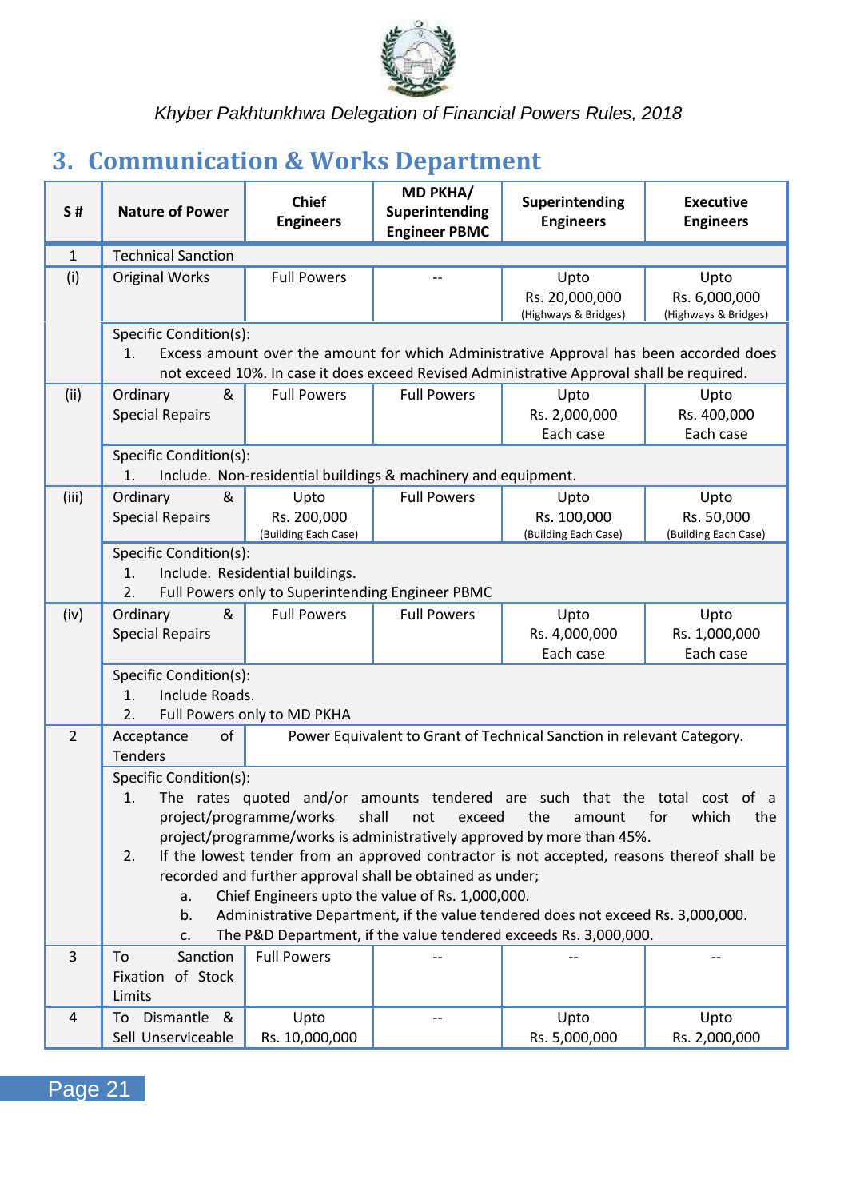## 3. Communication & Works Department

| S # | Nature of Power | Chief Engineers | MD PKHA/ Superintending Engineer PBMC | Superintending Engineers | Executive Engineers |
|---|---|---|---|---|---|
| 1 | Technical Sanction | | | | |
| (i) | Original Works | Full Powers | -- | Upto Rs. 20,000,000 (Highways & Bridges) | Upto Rs. 6,000,000 (Highways & Bridges) |
| | Specific Condition(s):<br>1. Excess amount over the amount for which Administrative Approval has been accorded does not exceed 10%. In case it does exceed Revised Administrative Approval shall be required. | | | | |
| (ii) | Ordinary & Special Repairs | Full Powers | Full Powers | Upto Rs. 2,000,000 Each case | Upto Rs. 400,000 Each case |
| | Specific Condition(s):<br>1. Include. Non-residential buildings & machinery and equipment. | | | | |
| (iii) | Ordinary & Special Repairs | Upto Rs. 200,000 (Building Each Case) | Full Powers | Upto Rs. 100,000 (Building Each Case) | Upto Rs. 50,000 (Building Each Case) |
| | Specific Condition(s):<br>1. Include. Residential buildings.<br>2. Full Powers only to Superintending Engineer PBMC | | | | |
| (iv) | Ordinary & Special Repairs | Full Powers | Full Powers | Upto Rs. 4,000,000 Each case | Upto Rs. 1,000,000 Each case |
| | Specific Condition(s):<br>1. Include Roads.<br>2. Full Powers only to MD PKHA | | | | |
| 2 | Acceptance of Tenders | Power Equivalent to Grant of Technical Sanction in relevant Category. | | | |
| | Specific Condition(s):<br>1. The rates quoted and/or amounts tendered are such that the total cost of a project/programme/works shall not exceed the amount for which the project/programme/works is administratively approved by more than 45%.<br>2. If the lowest tender from an approved contractor is not accepted, reasons thereof shall be recorded and further approval shall be obtained as under;<br>a. Chief Engineers upto the value of Rs. 1,000,000.<br>b. Administrative Department, if the value tendered does not exceed Rs. 3,000,000.<br>c. The P&D Department, if the value tendered exceeds Rs. 3,000,000. | | | | |
| 3 | To Sanction Fixation of Stock Limits | Full Powers | -- | -- | -- |
| 4 | To Dismantle & Sell Unserviceable | Upto Rs. 10,000,000 | -- | Upto Rs. 5,000,000 | Upto Rs. 2,000,000 |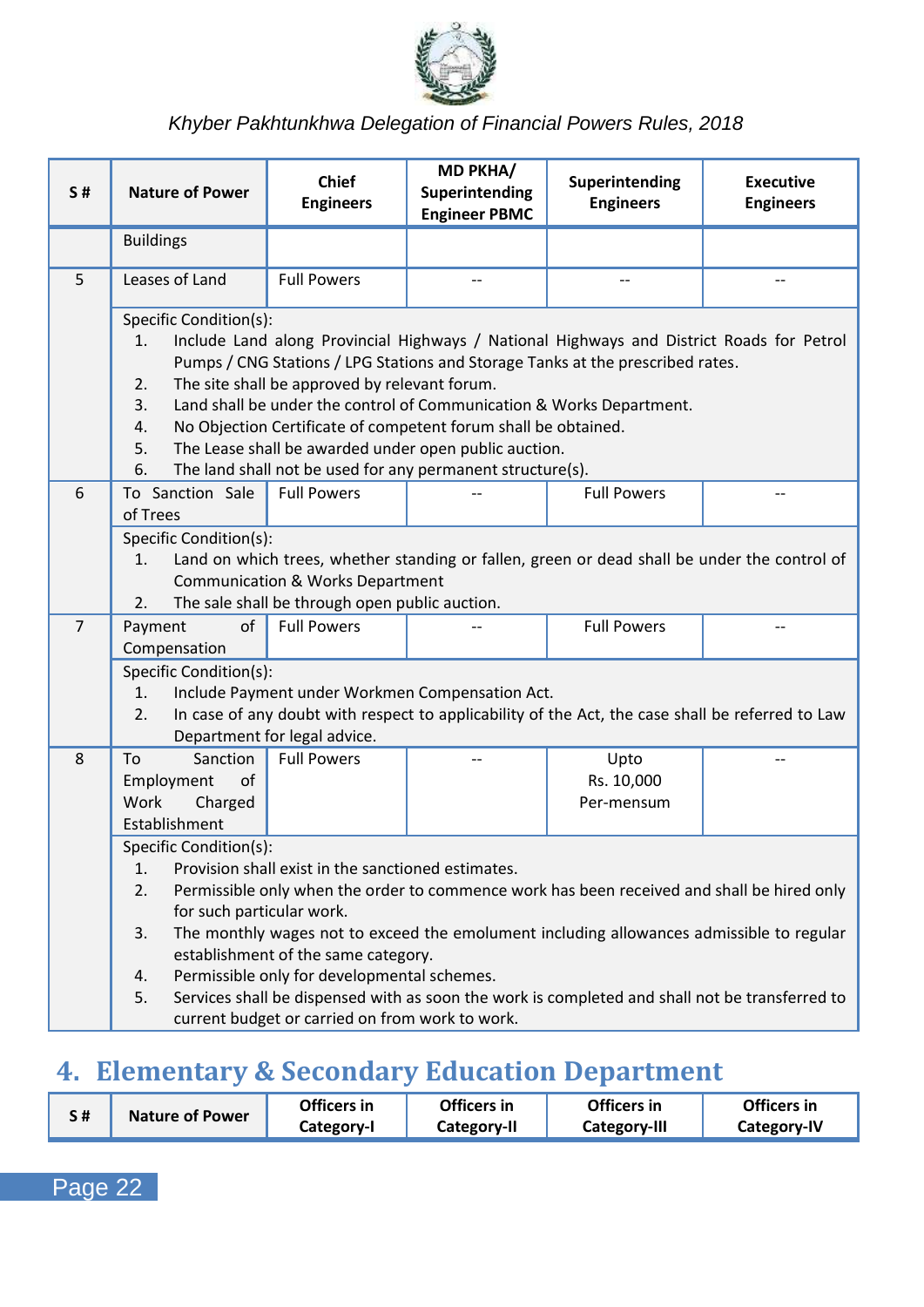| S # | Nature of Power | Chief Engineers | MD PKHA/ Superintending Engineer PBMC | Superintending Engineers | Executive Engineers |
|---|---|---|---|---|---|
| | Buildings | | | | |
| 5 | Leases of Land | Full Powers | -- | -- | -- |
| | Specific Condition(s):<br>1. Include Land along Provincial Highways / National Highways and District Roads for Petrol Pumps / CNG Stations / LPG Stations and Storage Tanks at the prescribed rates.<br>2. The site shall be approved by relevant forum.<br>3. Land shall be under the control of Communication & Works Department.<br>4. No Objection Certificate of competent forum shall be obtained.<br>5. The Lease shall be awarded under open public auction.<br>6. The land shall not be used for any permanent structure(s). | | | | |
| 6 | To Sanction Sale of Trees | Full Powers | -- | Full Powers | -- |
| | Specific Condition(s):<br>1. Land on which trees, whether standing or fallen, green or dead shall be under the control of Communication & Works Department<br>2. The sale shall be through open public auction. | | | | |
| 7 | Payment of Compensation | Full Powers | -- | Full Powers | -- |
| | Specific Condition(s):<br>1. Include Payment under Workmen Compensation Act.<br>2. In case of any doubt with respect to applicability of the Act, the case shall be referred to Law Department for legal advice. | | | | |
| 8 | To Sanction Employment of Work Charged Establishment | Full Powers | -- | Upto Rs. 10,000 Per-mensum | -- |
| | Specific Condition(s):<br>1. Provision shall exist in the sanctioned estimates.<br>2. Permissible only when the order to commence work has been received and shall be hired only for such particular work.<br>3. The monthly wages not to exceed the emolument including allowances admissible to regular establishment of the same category.<br>4. Permissible only for developmental schemes.<br>5. Services shall be dispensed with as soon the work is completed and shall not be transferred to current budget or carried on from work to work. | | | | |

## 4. Elementary & Secondary Education Department

| S # | Nature of Power | Officers in Category-I | Officers in Category-II | Officers in Category-III | Officers in Category-IV |
|---|---|---|---|---|---|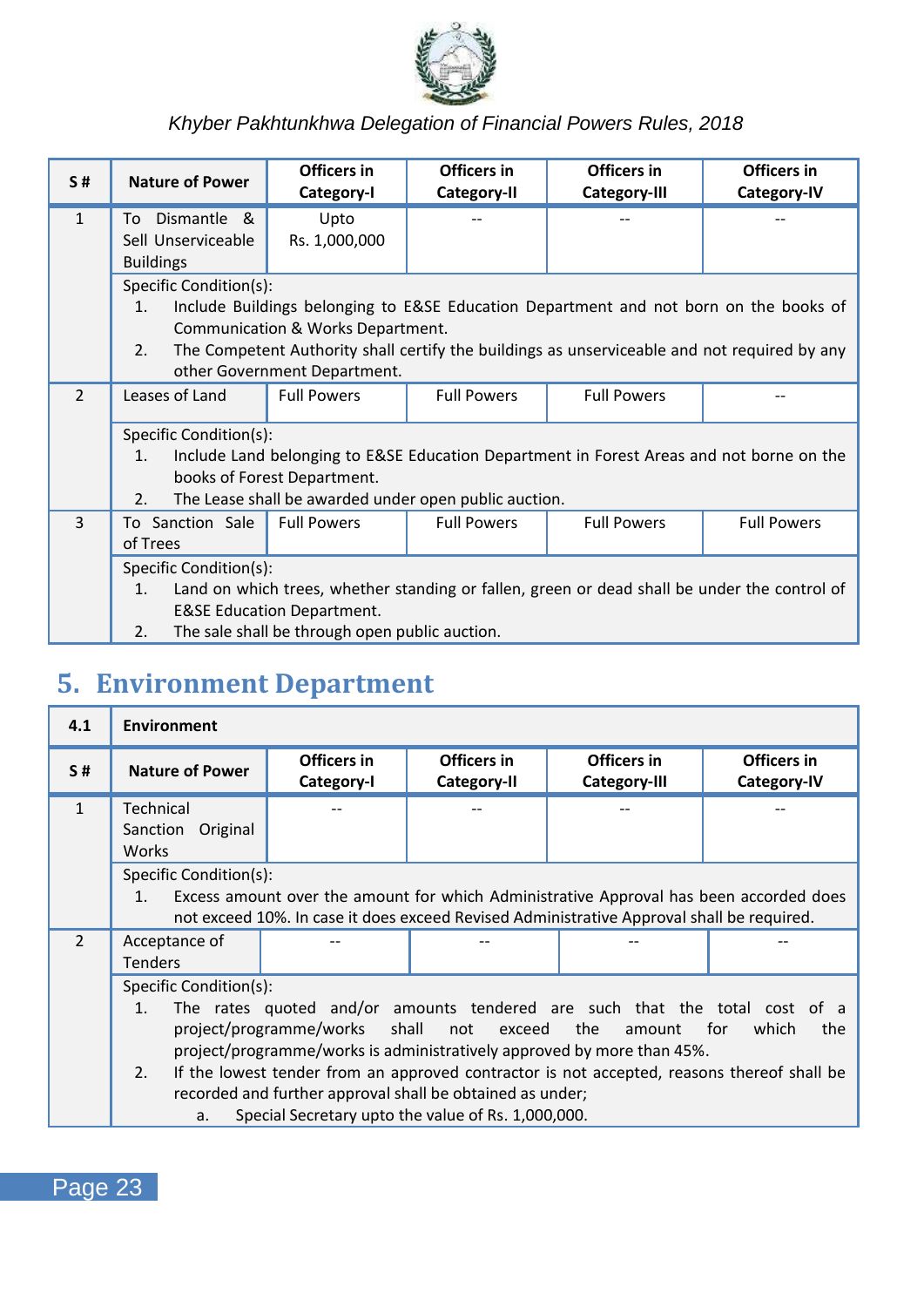| S # | Nature of Power | Officers in Category-I | Officers in Category-II | Officers in Category-III | Officers in Category-IV |
|---|---|---|---|---|---|
| 1 | To Dismantle & Sell Unserviceable Buildings | Upto Rs. 1,000,000 | -- | -- | -- |
| | Specific Condition(s):<br>1. Include Buildings belonging to E&SE Education Department and not born on the books of Communication & Works Department.<br>2. The Competent Authority shall certify the buildings as unserviceable and not required by any other Government Department. | | | | |
| 2 | Leases of Land | Full Powers | Full Powers | Full Powers | -- |
| | Specific Condition(s):<br>1. Include Land belonging to E&SE Education Department in Forest Areas and not borne on the books of Forest Department.<br>2. The Lease shall be awarded under open public auction. | | | | |
| 3 | To Sanction Sale of Trees | Full Powers | Full Powers | Full Powers | Full Powers |
| | Specific Condition(s):<br>1. Land on which trees, whether standing or fallen, green or dead shall be under the control of E&SE Education Department.<br>2. The sale shall be through open public auction. | | | | |

## 5. Environment Department

| 4.1 | Environment | | | | |
|---|---|---|---|---|---|
| **S #** | **Nature of Power** | **Officers in Category-I** | **Officers in Category-II** | **Officers in Category-III** | **Officers in Category-IV** |
| 1 | Technical Sanction Original Works | -- | -- | -- | -- |
| | Specific Condition(s):<br>1. Excess amount over the amount for which Administrative Approval has been accorded does not exceed 10%. In case it does exceed Revised Administrative Approval shall be required. | | | | |
| 2 | Acceptance of Tenders | -- | -- | -- | -- |
| | Specific Condition(s):<br>1. The rates quoted and/or amounts tendered are such that the total cost of a project/programme/works shall not exceed the amount for which the project/programme/works is administratively approved by more than 45%.<br>2. If the lowest tender from an approved contractor is not accepted, reasons thereof shall be recorded and further approval shall be obtained as under;<br>a. Special Secretary upto the value of Rs. 1,000,000. | | | | |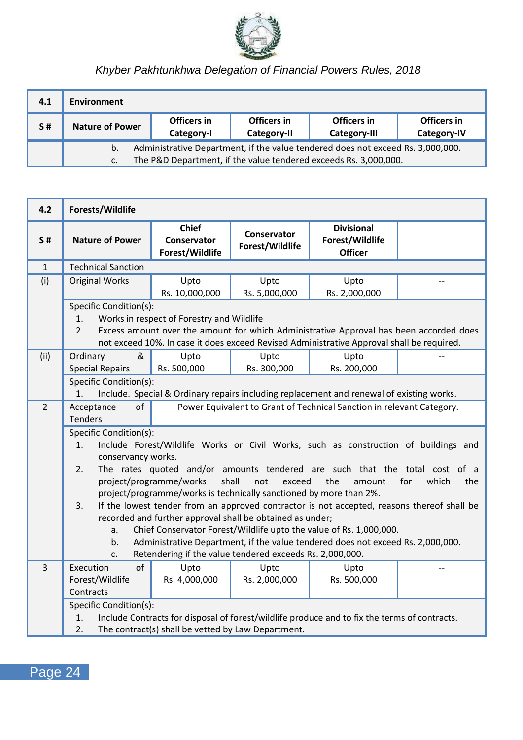| 4.1 | Environment | | | | |
|---|---|---|---|---|---|
| S # | Nature of Power | Officers in Category-I | Officers in Category-II | Officers in Category-III | Officers in Category-IV |
| | b. Administrative Department, if the value tendered does not exceed Rs. 3,000,000.<br>c. The P&D Department, if the value tendered exceeds Rs. 3,000,000. | | | | |

| 4.2 | Forests/Wildlife | | | | |
|---|---|---|---|---|---|
| S # | Nature of Power | Chief Conservator Forest/Wildlife | Conservator Forest/Wildlife | Divisional Forest/Wildlife Officer | |
| 1 | Technical Sanction | | | | |
| (i) | Original Works | Upto Rs. 10,000,000 | Upto Rs. 5,000,000 | Upto Rs. 2,000,000 | -- |
| | Specific Condition(s):<br>1. Works in respect of Forestry and Wildlife<br>2. Excess amount over the amount for which Administrative Approval has been accorded does not exceed 10%. In case it does exceed Revised Administrative Approval shall be required. | | | | |
| (ii) | Ordinary & Special Repairs | Upto Rs. 500,000 | Upto Rs. 300,000 | Upto Rs. 200,000 | -- |
| | Specific Condition(s):<br>1. Include. Special & Ordinary repairs including replacement and renewal of existing works. | | | | |
| 2 | Acceptance of Tenders | Power Equivalent to Grant of Technical Sanction in relevant Category. | | | |
| | Specific Condition(s):<br>1. Include Forest/Wildlife Works or Civil Works, such as construction of buildings and conservancy works.<br>2. The rates quoted and/or amounts tendered are such that the total cost of a project/programme/works shall not exceed the amount for which the project/programme/works is technically sanctioned by more than 2%.<br>3. If the lowest tender from an approved contractor is not accepted, reasons thereof shall be recorded and further approval shall be obtained as under;<br>a. Chief Conservator Forest/Wildlife upto the value of Rs. 1,000,000.<br>b. Administrative Department, if the value tendered does not exceed Rs. 2,000,000.<br>c. Retendering if the value tendered exceeds Rs. 2,000,000. | | | | |
| 3 | Execution of Forest/Wildlife Contracts | Upto Rs. 4,000,000 | Upto Rs. 2,000,000 | Upto Rs. 500,000 | -- |
| | Specific Condition(s):<br>1. Include Contracts for disposal of forest/wildlife produce and to fix the terms of contracts.<br>2. The contract(s) shall be vetted by Law Department. | | | | |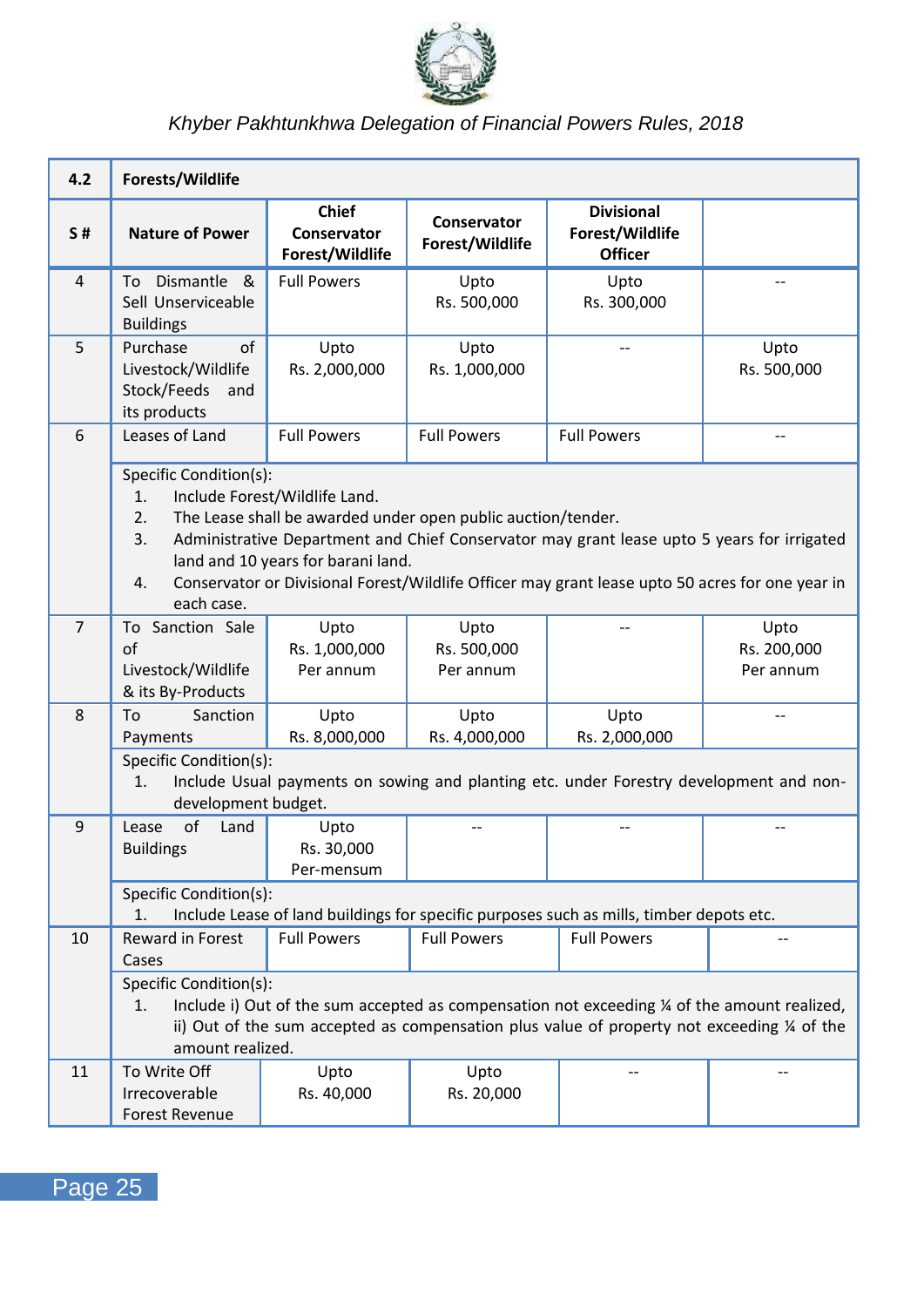| 4.2 | Forests/Wildlife | | | | |
|---|---|---|---|---|---|
| S # | Nature of Power | Chief Conservator Forest/Wildlife | Conservator Forest/Wildlife | Divisional Forest/Wildlife Officer | |
| 4 | To Dismantle & Sell Unserviceable Buildings | Full Powers | Upto Rs. 500,000 | Upto Rs. 300,000 | -- |
| 5 | Purchase of Livestock/Wildlife Stock/Feeds and its products | Upto Rs. 2,000,000 | Upto Rs. 1,000,000 | -- | Upto Rs. 500,000 |
| 6 | Leases of Land | Full Powers | Full Powers | Full Powers | -- |
| | Specific Condition(s):<br>1. Include Forest/Wildlife Land.<br>2. The Lease shall be awarded under open public auction/tender.<br>3. Administrative Department and Chief Conservator may grant lease upto 5 years for irrigated land and 10 years for barani land.<br>4. Conservator or Divisional Forest/Wildlife Officer may grant lease upto 50 acres for one year in each case. | | | | |
| 7 | To Sanction Sale of Livestock/Wildlife & its By-Products | Upto Rs. 1,000,000 Per annum | Upto Rs. 500,000 Per annum | -- | Upto Rs. 200,000 Per annum |
| 8 | To Sanction Payments | Upto Rs. 8,000,000 | Upto Rs. 4,000,000 | Upto Rs. 2,000,000 | -- |
| | Specific Condition(s):<br>1. Include Usual payments on sowing and planting etc. under Forestry development and non-development budget. | | | | |
| 9 | Lease of Land Buildings | Upto Rs. 30,000 Per-mensum | -- | -- | -- |
| | Specific Condition(s):<br>1. Include Lease of land buildings for specific purposes such as mills, timber depots etc. | | | | |
| 10 | Reward in Forest Cases | Full Powers | Full Powers | Full Powers | -- |
| | Specific Condition(s):<br>1. Include i) Out of the sum accepted as compensation not exceeding ¼ of the amount realized, ii) Out of the sum accepted as compensation plus value of property not exceeding ¼ of the amount realized. | | | | |
| 11 | To Write Off Irrecoverable Forest Revenue | Upto Rs. 40,000 | Upto Rs. 20,000 | -- | -- |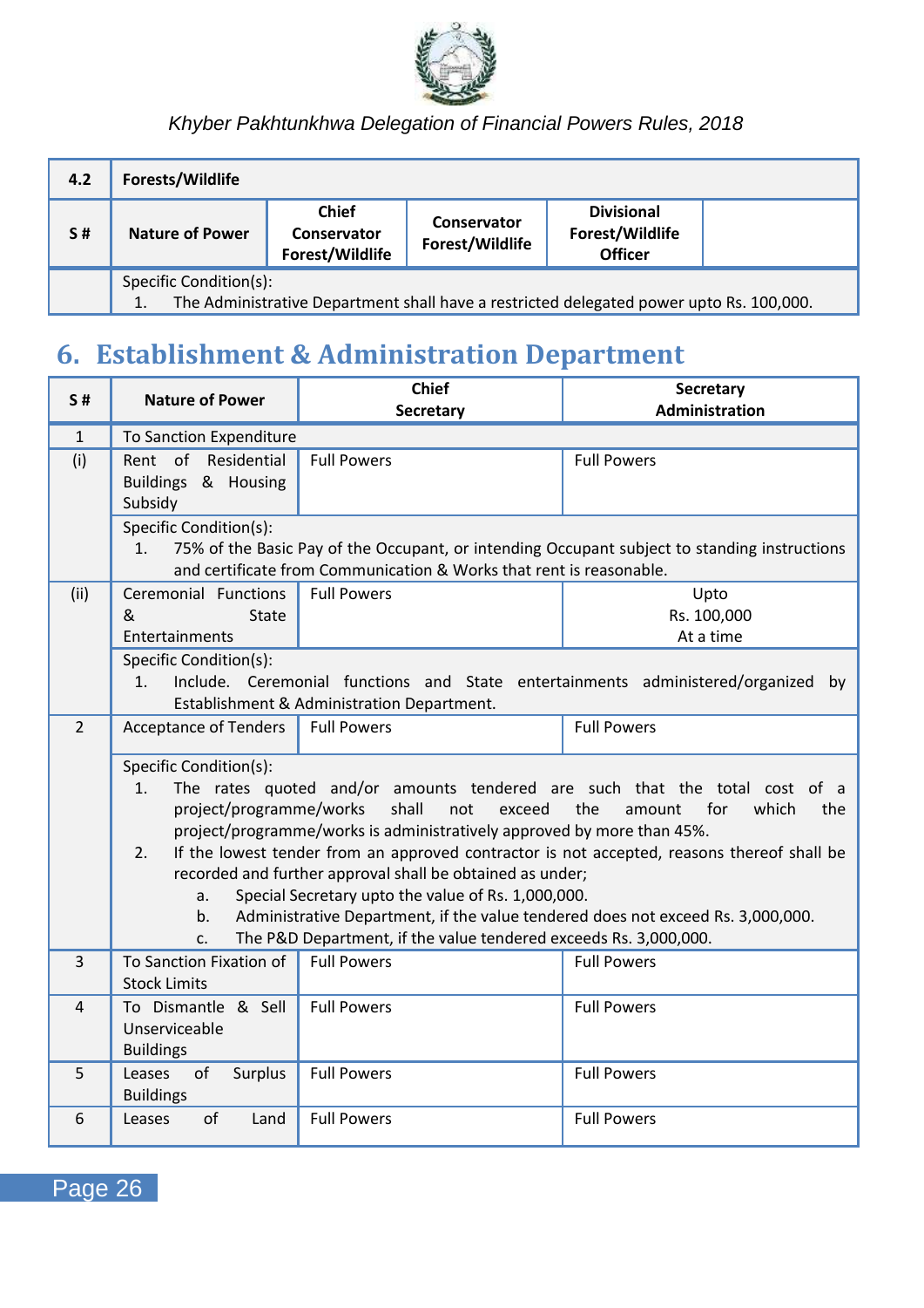| 4.2 | Forests/Wildlife | | | | |
|---|---|---|---|---|---|
| **S #** | **Nature of Power** | **Chief Conservator Forest/Wildlife** | **Conservator Forest/Wildlife** | **Divisional Forest/Wildlife Officer** | |
| | Specific Condition(s):<br>1. The Administrative Department shall have a restricted delegated power upto Rs. 100,000. | | | | |

## 6. Establishment & Administration Department

| S # | Nature of Power | Chief Secretary | Secretary Administration |
|---|---|---|---|
| 1 | To Sanction Expenditure | | |
| (i) | Rent of Residential Buildings & Housing Subsidy | Full Powers | Full Powers |
| | Specific Condition(s):<br>1. 75% of the Basic Pay of the Occupant, or intending Occupant subject to standing instructions and certificate from Communication & Works that rent is reasonable. | | |
| (ii) | Ceremonial Functions & State Entertainments | Full Powers | Upto Rs. 100,000 At a time |
| | Specific Condition(s):<br>1. Include. Ceremonial functions and State entertainments administered/organized by Establishment & Administration Department. | | |
| 2 | Acceptance of Tenders | Full Powers | Full Powers |
| | Specific Condition(s):<br>1. The rates quoted and/or amounts tendered are such that the total cost of a project/programme/works shall not exceed the amount for which the project/programme/works is administratively approved by more than 45%.<br>2. If the lowest tender from an approved contractor is not accepted, reasons thereof shall be recorded and further approval shall be obtained as under;<br>a. Special Secretary upto the value of Rs. 1,000,000.<br>b. Administrative Department, if the value tendered does not exceed Rs. 3,000,000.<br>c. The P&D Department, if the value tendered exceeds Rs. 3,000,000. | | |
| 3 | To Sanction Fixation of Stock Limits | Full Powers | Full Powers |
| 4 | To Dismantle & Sell Unserviceable Buildings | Full Powers | Full Powers |
| 5 | Leases of Surplus Buildings | Full Powers | Full Powers |
| 6 | Leases of Land | Full Powers | Full Powers |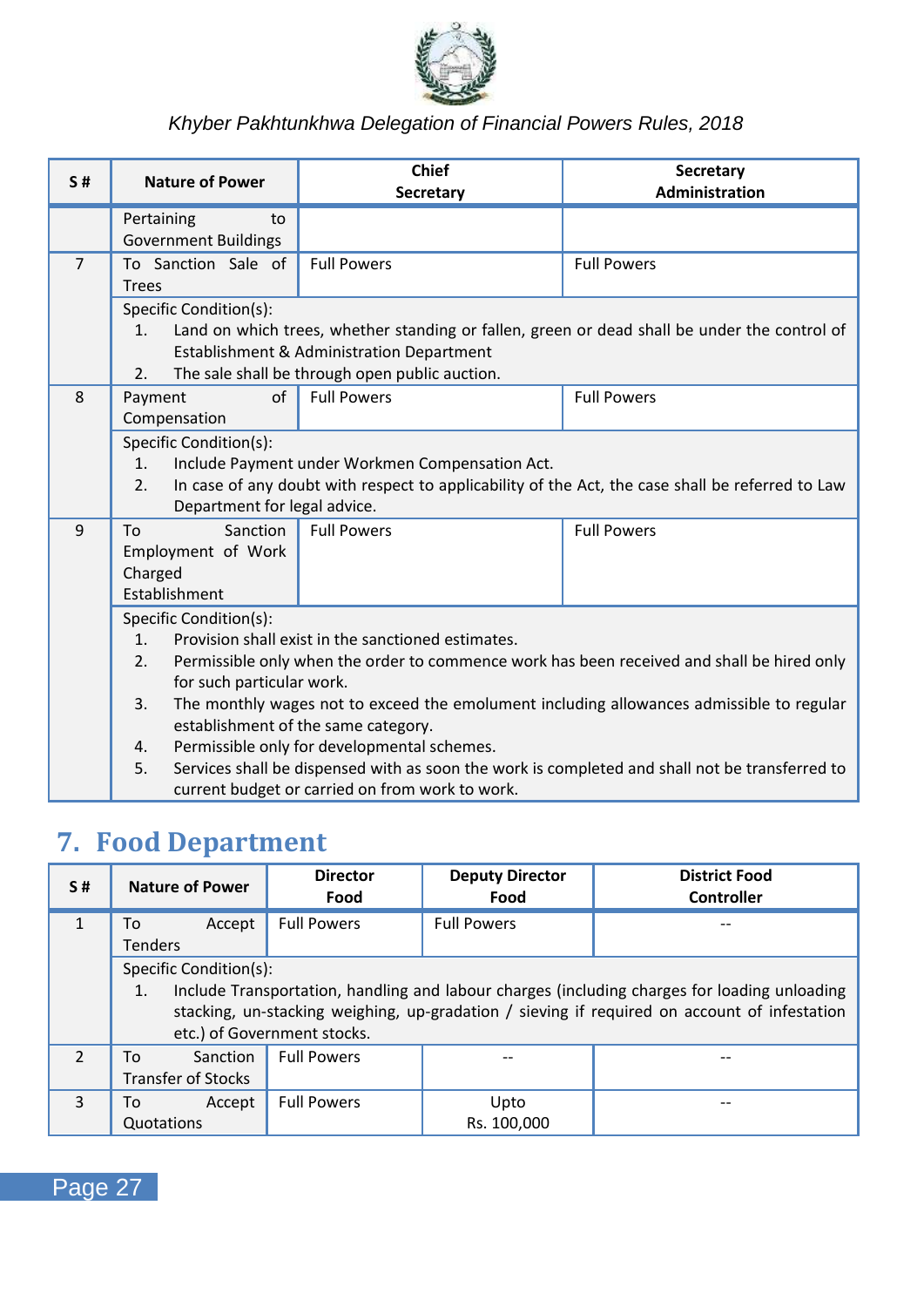| S # | Nature of Power | Chief Secretary | Secretary Administration |
|---|---|---|---|
| | Pertaining to Government Buildings | | |
| 7 | To Sanction Sale of Trees | Full Powers | Full Powers |
| | Specific Condition(s):<br>1. Land on which trees, whether standing or fallen, green or dead shall be under the control of Establishment & Administration Department<br>2. The sale shall be through open public auction. | | |
| 8 | Payment of Compensation | Full Powers | Full Powers |
| | Specific Condition(s):<br>1. Include Payment under Workmen Compensation Act.<br>2. In case of any doubt with respect to applicability of the Act, the case shall be referred to Law Department for legal advice. | | |
| 9 | To Sanction Employment of Work Charged Establishment | Full Powers | Full Powers |
| | Specific Condition(s):<br>1. Provision shall exist in the sanctioned estimates.<br>2. Permissible only when the order to commence work has been received and shall be hired only for such particular work.<br>3. The monthly wages not to exceed the emolument including allowances admissible to regular establishment of the same category.<br>4. Permissible only for developmental schemes.<br>5. Services shall be dispensed with as soon the work is completed and shall not be transferred to current budget or carried on from work to work. | | |

## 7. Food Department

| S # | Nature of Power | Director Food | Deputy Director Food | District Food Controller |
|---|---|---|---|---|
| 1 | To Accept Tenders | Full Powers | Full Powers | -- |
| | Specific Condition(s):<br>1. Include Transportation, handling and labour charges (including charges for loading unloading stacking, un-stacking weighing, up-gradation / sieving if required on account of infestation etc.) of Government stocks. | | | |
| 2 | To Sanction Transfer of Stocks | Full Powers | -- | -- |
| 3 | To Accept Quotations | Full Powers | Upto Rs. 100,000 | -- |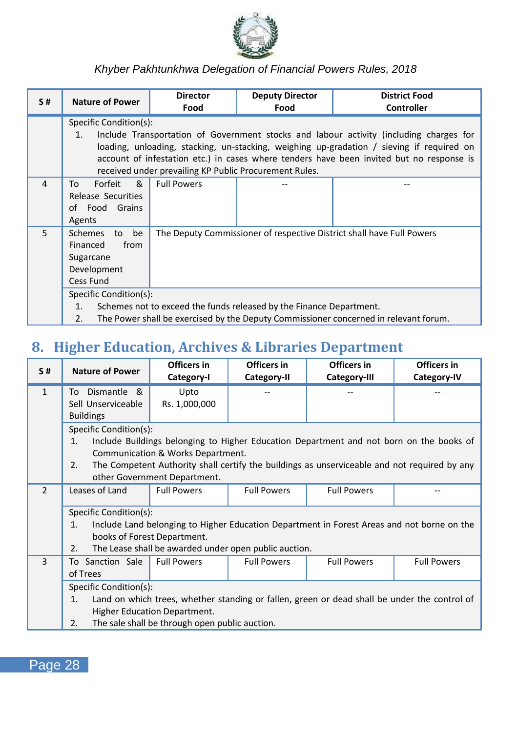| S # | Nature of Power | Director Food | Deputy Director Food | District Food Controller |
|---|---|---|---|---|
| | Specific Condition(s):<br>1. Include Transportation of Government stocks and labour activity (including charges for loading, unloading, stacking, un-stacking, weighing up-gradation / sieving if required on account of infestation etc.) in cases where tenders have been invited but no response is received under prevailing KP Public Procurement Rules. | | | |
| 4 | To Forfeit & Release Securities of Food Grains Agents | Full Powers | -- | -- |
| 5 | Schemes to be Financed from Sugarcane Development Cess Fund | The Deputy Commissioner of respective District shall have Full Powers | | |
| | Specific Condition(s):<br>1. Schemes not to exceed the funds released by the Finance Department.<br>2. The Power shall be exercised by the Deputy Commissioner concerned in relevant forum. | | | |

## 8. Higher Education, Archives & Libraries Department

| S # | Nature of Power | Officers in Category-I | Officers in Category-II | Officers in Category-III | Officers in Category-IV |
|---|---|---|---|---|---|
| 1 | To Dismantle & Sell Unserviceable Buildings | Upto Rs. 1,000,000 | -- | -- | -- |
| | Specific Condition(s):<br>1. Include Buildings belonging to Higher Education Department and not born on the books of Communication & Works Department.<br>2. The Competent Authority shall certify the buildings as unserviceable and not required by any other Government Department. | | | | |
| 2 | Leases of Land | Full Powers | Full Powers | Full Powers | -- |
| | Specific Condition(s):<br>1. Include Land belonging to Higher Education Department in Forest Areas and not borne on the books of Forest Department.<br>2. The Lease shall be awarded under open public auction. | | | | |
| 3 | To Sanction Sale of Trees | Full Powers | Full Powers | Full Powers | Full Powers |
| | Specific Condition(s):<br>1. Land on which trees, whether standing or fallen, green or dead shall be under the control of Higher Education Department.<br>2. The sale shall be through open public auction. | | | | |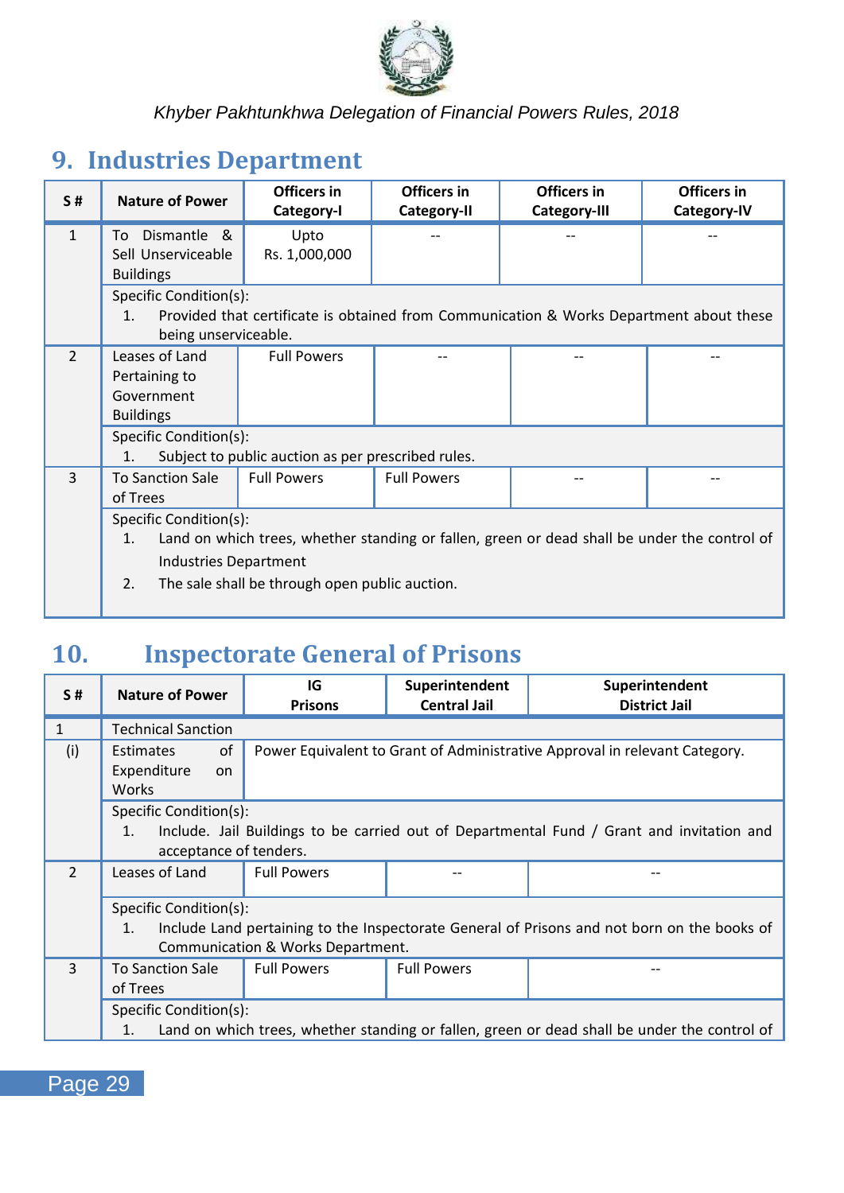## 9. Industries Department

| S # | Nature of Power | Officers in Category-I | Officers in Category-II | Officers in Category-III | Officers in Category-IV |
|---|---|---|---|---|---|
| 1 | To Dismantle & Sell Unserviceable Buildings | Upto Rs. 1,000,000 | -- | -- | -- |
| | Specific Condition(s): 1. Provided that certificate is obtained from Communication & Works Department about these being unserviceable. | | | | |
| 2 | Leases of Land Pertaining to Government Buildings | Full Powers | -- | -- | -- |
| | Specific Condition(s): 1. Subject to public auction as per prescribed rules. | | | | |
| 3 | To Sanction Sale of Trees | Full Powers | Full Powers | -- | -- |
| | Specific Condition(s): 1. Land on which trees, whether standing or fallen, green or dead shall be under the control of Industries Department 2. The sale shall be through open public auction. | | | | |

## 10. Inspectorate General of Prisons

| S # | Nature of Power | IG Prisons | Superintendent Central Jail | Superintendent District Jail |
|---|---|---|---|---|
| 1 | Technical Sanction | | | |
| (i) | Estimates of Expenditure on Works | Power Equivalent to Grant of Administrative Approval in relevant Category. | | |
| | Specific Condition(s): 1. Include. Jail Buildings to be carried out of Departmental Fund / Grant and invitation and acceptance of tenders. | | | |
| 2 | Leases of Land | Full Powers | -- | -- |
| | Specific Condition(s): 1. Include Land pertaining to the Inspectorate General of Prisons and not born on the books of Communication & Works Department. | | | |
| 3 | To Sanction Sale of Trees | Full Powers | Full Powers | -- |
| | Specific Condition(s): 1. Land on which trees, whether standing or fallen, green or dead shall be under the control of | | | |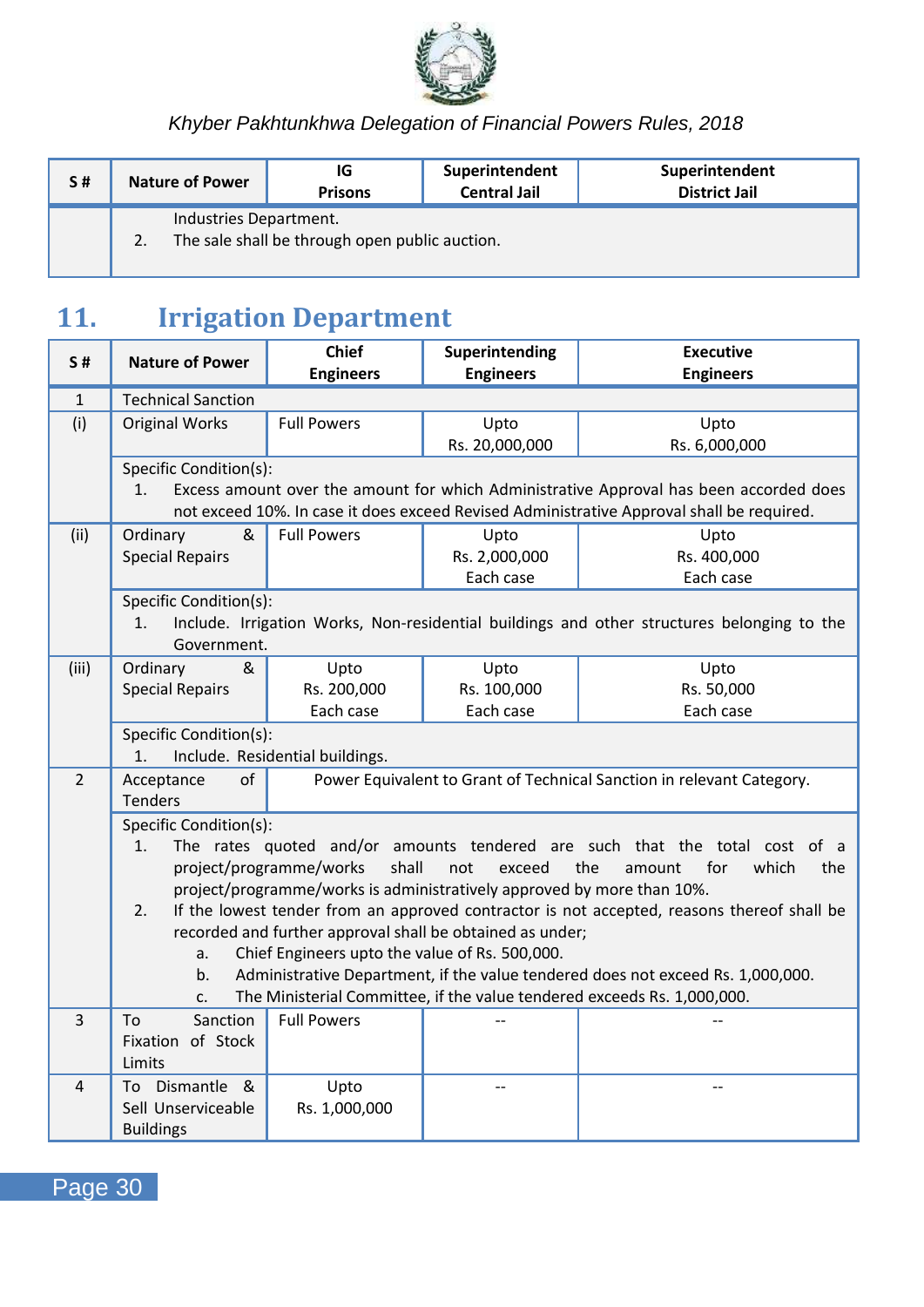| S # | Nature of Power | IG Prisons | Superintendent Central Jail | Superintendent District Jail |
|---|---|---|---|---|
| | Industries Department.<br>2. The sale shall be through open public auction. | | | |

## 11. Irrigation Department

| S # | Nature of Power | Chief Engineers | Superintending Engineers | Executive Engineers |
|---|---|---|---|---|
| 1 | Technical Sanction | | | |
| (i) | Original Works | Full Powers | Upto Rs. 20,000,000 | Upto Rs. 6,000,000 |
| | Specific Condition(s):<br>1. Excess amount over the amount for which Administrative Approval has been accorded does not exceed 10%. In case it does exceed Revised Administrative Approval shall be required. | | | |
| (ii) | Ordinary & Special Repairs | Full Powers | Upto Rs. 2,000,000 Each case | Upto Rs. 400,000 Each case |
| | Specific Condition(s):<br>1. Include. Irrigation Works, Non-residential buildings and other structures belonging to the Government. | | | |
| (iii) | Ordinary & Special Repairs | Upto Rs. 200,000 Each case | Upto Rs. 100,000 Each case | Upto Rs. 50,000 Each case |
| | Specific Condition(s):<br>1. Include. Residential buildings. | | | |
| 2 | Acceptance of Tenders | Power Equivalent to Grant of Technical Sanction in relevant Category. | | |
| | Specific Condition(s):<br>1. The rates quoted and/or amounts tendered are such that the total cost of a project/programme/works shall not exceed the amount for which the project/programme/works is administratively approved by more than 10%.<br>2. If the lowest tender from an approved contractor is not accepted, reasons thereof shall be recorded and further approval shall be obtained as under;<br>a. Chief Engineers upto the value of Rs. 500,000.<br>b. Administrative Department, if the value tendered does not exceed Rs. 1,000,000.<br>c. The Ministerial Committee, if the value tendered exceeds Rs. 1,000,000. | | | |
| 3 | To Sanction Fixation of Stock Limits | Full Powers | -- | -- |
| 4 | To Dismantle & Sell Unserviceable Buildings | Upto Rs. 1,000,000 | -- | -- |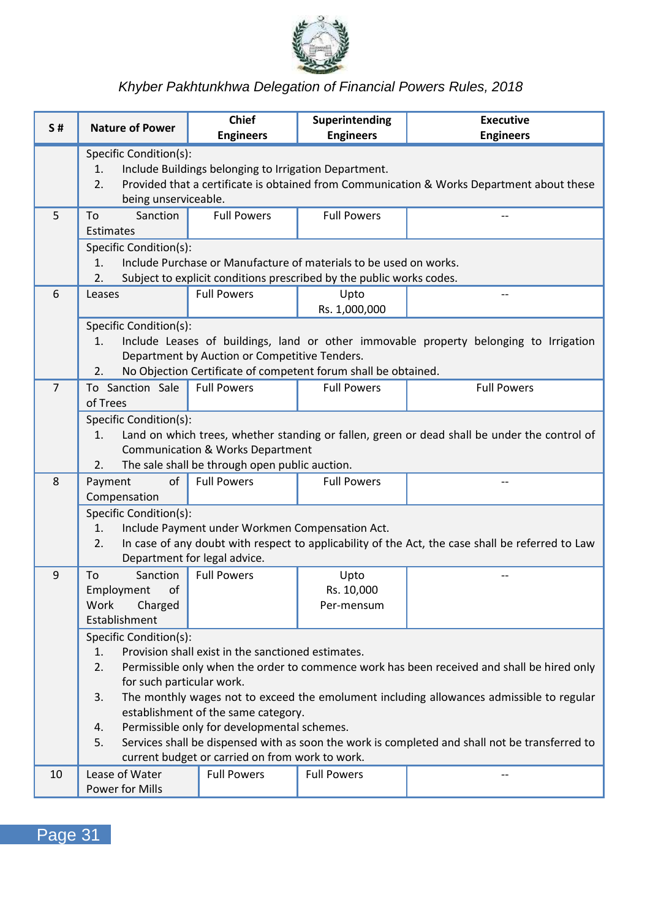| S # | Nature of Power | Chief Engineers | Superintending Engineers | Executive Engineers |
|---|---|---|---|---|
| | Specific Condition(s):<br>1. Include Buildings belonging to Irrigation Department.<br>2. Provided that a certificate is obtained from Communication & Works Department about these being unserviceable. | | | |
| 5 | To Sanction Estimates | Full Powers | Full Powers | -- |
| | Specific Condition(s):<br>1. Include Purchase or Manufacture of materials to be used on works.<br>2. Subject to explicit conditions prescribed by the public works codes. | | | |
| 6 | Leases | Full Powers | Upto Rs. 1,000,000 | -- |
| | Specific Condition(s):<br>1. Include Leases of buildings, land or other immovable property belonging to Irrigation Department by Auction or Competitive Tenders.<br>2. No Objection Certificate of competent forum shall be obtained. | | | |
| 7 | To Sanction Sale of Trees | Full Powers | Full Powers | Full Powers |
| | Specific Condition(s):<br>1. Land on which trees, whether standing or fallen, green or dead shall be under the control of Communication & Works Department<br>2. The sale shall be through open public auction. | | | |
| 8 | Payment of Compensation | Full Powers | Full Powers | -- |
| | Specific Condition(s):<br>1. Include Payment under Workmen Compensation Act.<br>2. In case of any doubt with respect to applicability of the Act, the case shall be referred to Law Department for legal advice. | | | |
| 9 | To Sanction Employment of Work Charged Establishment | Full Powers | Upto Rs. 10,000 Per-mensum | -- |
| | Specific Condition(s):<br>1. Provision shall exist in the sanctioned estimates.<br>2. Permissible only when the order to commence work has been received and shall be hired only for such particular work.<br>3. The monthly wages not to exceed the emolument including allowances admissible to regular establishment of the same category.<br>4. Permissible only for developmental schemes.<br>5. Services shall be dispensed with as soon the work is completed and shall not be transferred to current budget or carried on from work to work. | | | |
| 10 | Lease of Water Power for Mills | Full Powers | Full Powers | -- |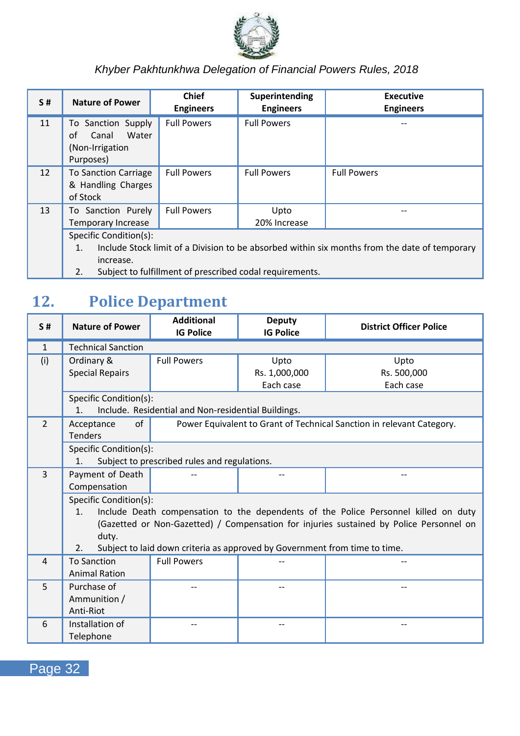| S # | Nature of Power | Chief Engineers | Superintending Engineers | Executive Engineers |
|---|---|---|---|---|
| 11 | To Sanction Supply of Canal Water (Non-Irrigation Purposes) | Full Powers | Full Powers | -- |
| 12 | To Sanction Carriage & Handling Charges of Stock | Full Powers | Full Powers | Full Powers |
| 13 | To Sanction Purely Temporary Increase | Full Powers | Upto 20% Increase | -- |
| | Specific Condition(s): 1. Include Stock limit of a Division to be absorbed within six months from the date of temporary increase. 2. Subject to fulfillment of prescribed codal requirements. | | | |

## 12. Police Department

| S # | Nature of Power | Additional IG Police | Deputy IG Police | District Officer Police |
|---|---|---|---|---|
| 1 | Technical Sanction | | | |
| (i) | Ordinary & Special Repairs | Full Powers | Upto Rs. 1,000,000 Each case | Upto Rs. 500,000 Each case |
| | Specific Condition(s): 1. Include. Residential and Non-residential Buildings. | | | |
| 2 | Acceptance of Tenders | Power Equivalent to Grant of Technical Sanction in relevant Category. | | |
| | Specific Condition(s): 1. Subject to prescribed rules and regulations. | | | |
| 3 | Payment of Death Compensation | -- | -- | -- |
| | Specific Condition(s): 1. Include Death compensation to the dependents of the Police Personnel killed on duty (Gazetted or Non-Gazetted) / Compensation for injuries sustained by Police Personnel on duty. 2. Subject to laid down criteria as approved by Government from time to time. | | | |
| 4 | To Sanction Animal Ration | Full Powers | -- | -- |
| 5 | Purchase of Ammunition / Anti-Riot | -- | -- | -- |
| 6 | Installation of Telephone | -- | -- | -- |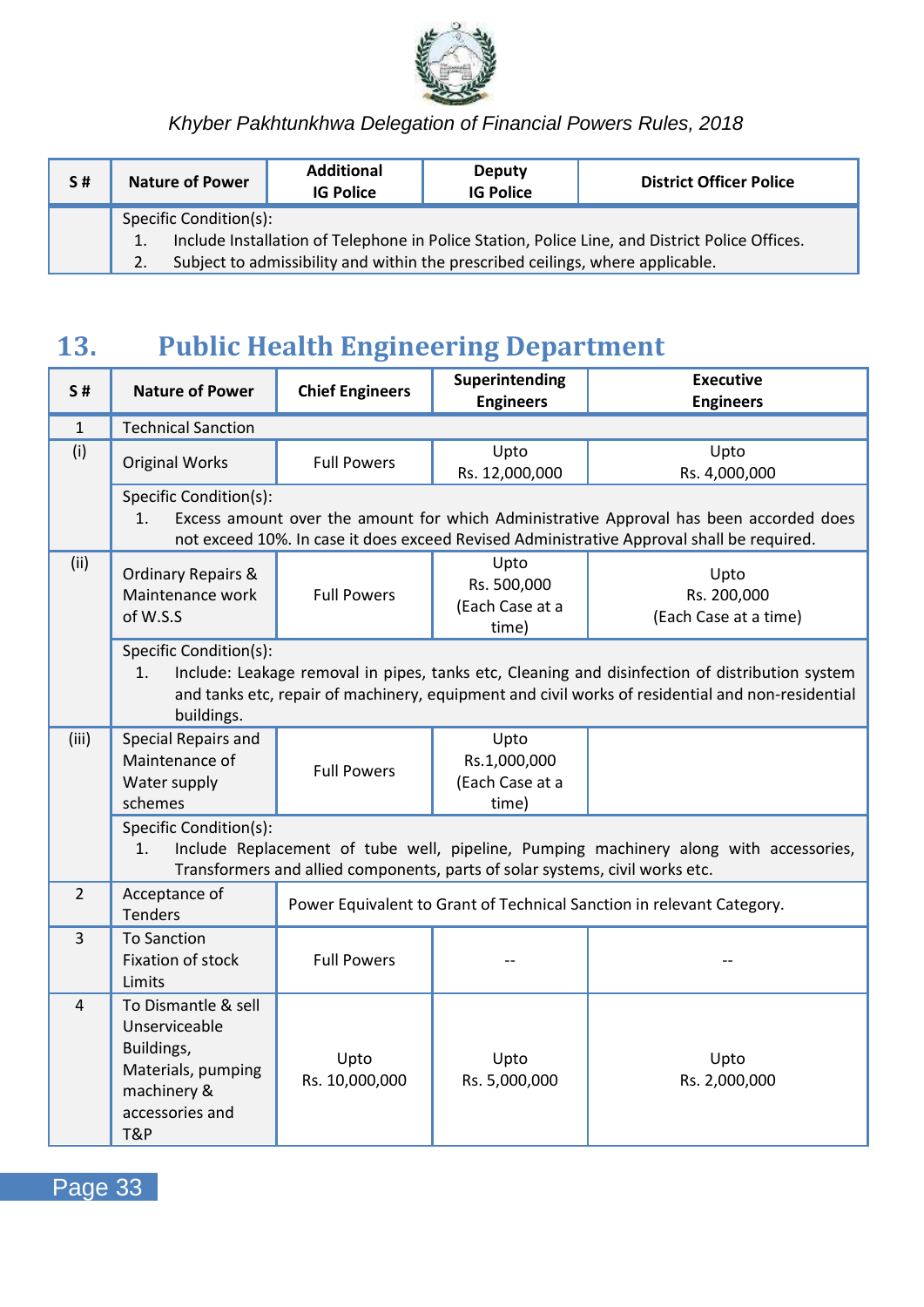| S # | Nature of Power | Additional IG Police | Deputy IG Police | District Officer Police |
|---|---|---|---|---|
| | Specific Condition(s):<br>1. Include Installation of Telephone in Police Station, Police Line, and District Police Offices.<br>2. Subject to admissibility and within the prescribed ceilings, where applicable. | | | |

## 13. Public Health Engineering Department

| S # | Nature of Power | Chief Engineers | Superintending Engineers | Executive Engineers |
|---|---|---|---|---|
| 1 | Technical Sanction | | | |
| (i) | Original Works | Full Powers | Upto Rs. 12,000,000 | Upto Rs. 4,000,000 |
| | Specific Condition(s):<br>1. Excess amount over the amount for which Administrative Approval has been accorded does not exceed 10%. In case it does exceed Revised Administrative Approval shall be required. | | | |
| (ii) | Ordinary Repairs & Maintenance work of W.S.S | Full Powers | Upto Rs. 500,000 (Each Case at a time) | Upto Rs. 200,000 (Each Case at a time) |
| | Specific Condition(s):<br>1. Include: Leakage removal in pipes, tanks etc, Cleaning and disinfection of distribution system and tanks etc, repair of machinery, equipment and civil works of residential and non-residential buildings. | | | |
| (iii) | Special Repairs and Maintenance of Water supply schemes | Full Powers | Upto Rs.1,000,000 (Each Case at a time) | |
| | Specific Condition(s):<br>1. Include Replacement of tube well, pipeline, Pumping machinery along with accessories, Transformers and allied components, parts of solar systems, civil works etc. | | | |
| 2 | Acceptance of Tenders | Power Equivalent to Grant of Technical Sanction in relevant Category. | | |
| 3 | To Sanction Fixation of stock Limits | Full Powers | -- | -- |
| 4 | To Dismantle & sell Unserviceable Buildings, Materials, pumping machinery & accessories and T&P | Upto Rs. 10,000,000 | Upto Rs. 5,000,000 | Upto Rs. 2,000,000 |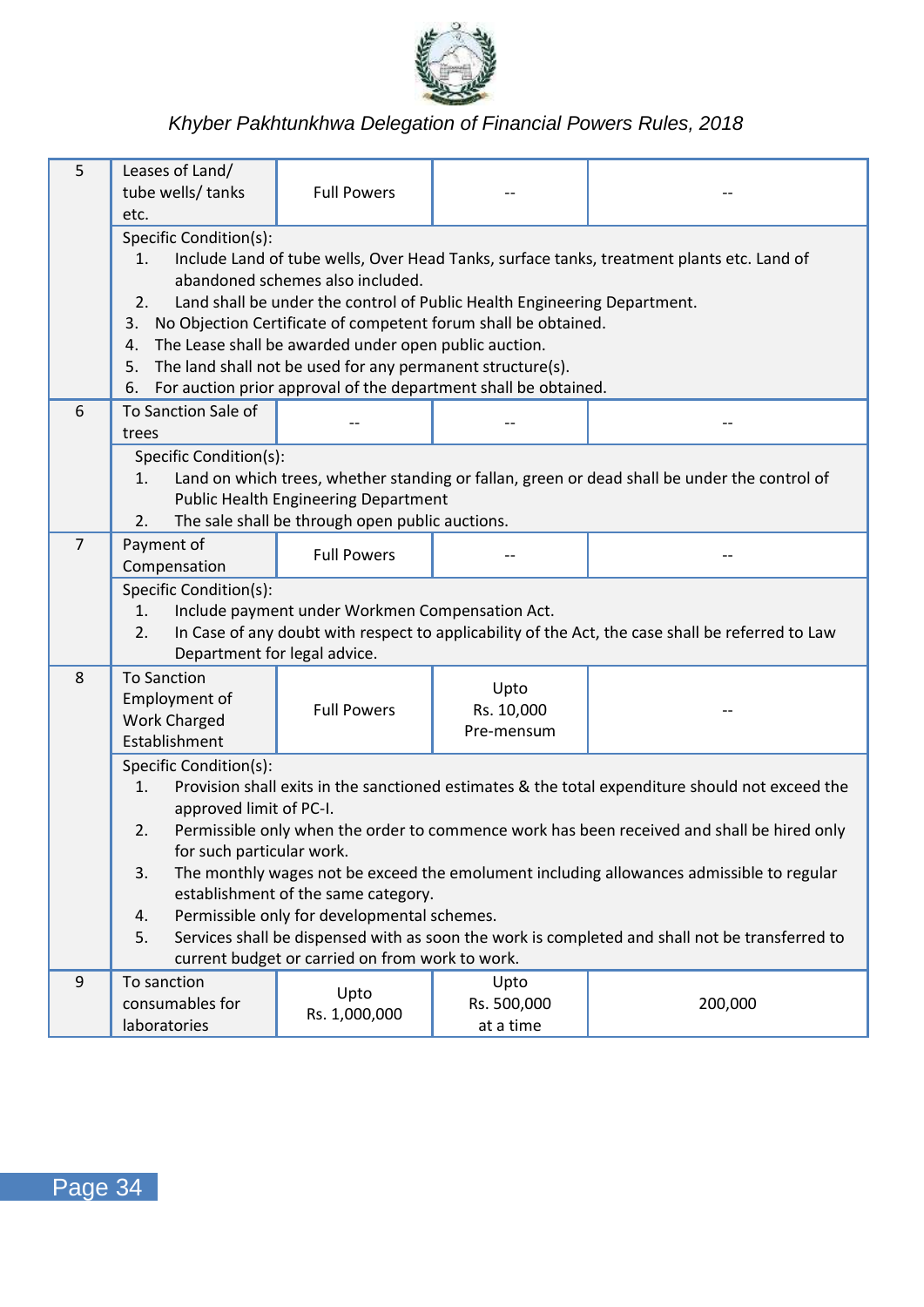| 5 | Leases of Land/ tube wells/ tanks etc. | Full Powers | -- | -- |
|---|---|---|---|---|
| | Specific Condition(s):<br>1. Include Land of tube wells, Over Head Tanks, surface tanks, treatment plants etc. Land of abandoned schemes also included.<br>2. Land shall be under the control of Public Health Engineering Department.<br>3. No Objection Certificate of competent forum shall be obtained.<br>4. The Lease shall be awarded under open public auction.<br>5. The land shall not be used for any permanent structure(s).<br>6. For auction prior approval of the department shall be obtained. | | | |
| 6 | To Sanction Sale of trees | -- | -- | -- |
| | Specific Condition(s):<br>1. Land on which trees, whether standing or fallan, green or dead shall be under the control of Public Health Engineering Department<br>2. The sale shall be through open public auctions. | | | |
| 7 | Payment of Compensation | Full Powers | -- | -- |
| | Specific Condition(s):<br>1. Include payment under Workmen Compensation Act.<br>2. In Case of any doubt with respect to applicability of the Act, the case shall be referred to Law Department for legal advice. | | | |
| 8 | To Sanction Employment of Work Charged Establishment | Full Powers | Upto Rs. 10,000 Pre-mensum | -- |
| | Specific Condition(s):<br>1. Provision shall exits in the sanctioned estimates & the total expenditure should not exceed the approved limit of PC-I.<br>2. Permissible only when the order to commence work has been received and shall be hired only for such particular work.<br>3. The monthly wages not be exceed the emolument including allowances admissible to regular establishment of the same category.<br>4. Permissible only for developmental schemes.<br>5. Services shall be dispensed with as soon the work is completed and shall not be transferred to current budget or carried on from work to work. | | | |
| 9 | To sanction consumables for laboratories | Upto Rs. 1,000,000 | Upto Rs. 500,000 at a time | 200,000 |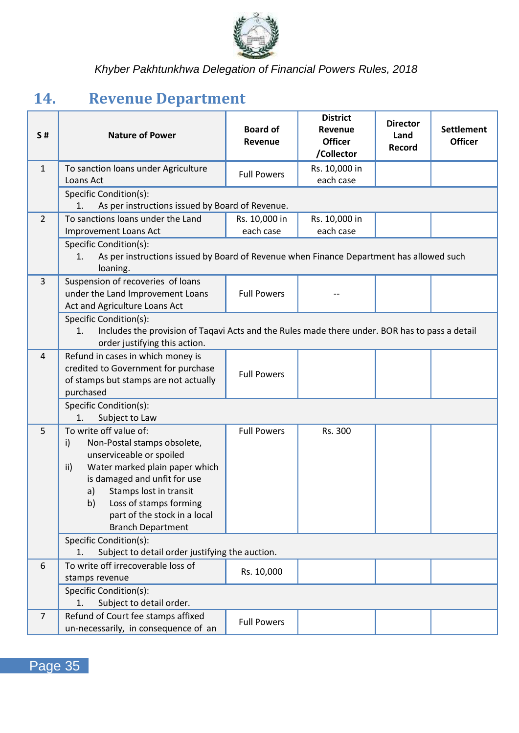## 14. Revenue Department

| S # | Nature of Power | Board of Revenue | District Revenue Officer /Collector | Director Land Record | Settlement Officer |
|---|---|---|---|---|---|
| 1 | To sanction loans under Agriculture Loans Act | Full Powers | Rs. 10,000 in each case | | |
| | Specific Condition(s): 1. As per instructions issued by Board of Revenue. | | | | |
| 2 | To sanctions loans under the Land Improvement Loans Act | Rs. 10,000 in each case | Rs. 10,000 in each case | | |
| | Specific Condition(s): 1. As per instructions issued by Board of Revenue when Finance Department has allowed such loaning. | | | | |
| 3 | Suspension of recoveries of loans under the Land Improvement Loans Act and Agriculture Loans Act | Full Powers | -- | | |
| | Specific Condition(s): 1. Includes the provision of Taqavi Acts and the Rules made there under. BOR has to pass a detail order justifying this action. | | | | |
| 4 | Refund in cases in which money is credited to Government for purchase of stamps but stamps are not actually purchased | Full Powers | | | |
| | Specific Condition(s): 1. Subject to Law | | | | |
| 5 | To write off value of: i) Non-Postal stamps obsolete, unserviceable or spoiled ii) Water marked plain paper which is damaged and unfit for use a) Stamps lost in transit b) Loss of stamps forming part of the stock in a local Branch Department | Full Powers | Rs. 300 | | |
| | Specific Condition(s): 1. Subject to detail order justifying the auction. | | | | |
| 6 | To write off irrecoverable loss of stamps revenue | Rs. 10,000 | | | |
| | Specific Condition(s): 1. Subject to detail order. | | | | |
| 7 | Refund of Court fee stamps affixed un-necessarily, in consequence of an | Full Powers | | | |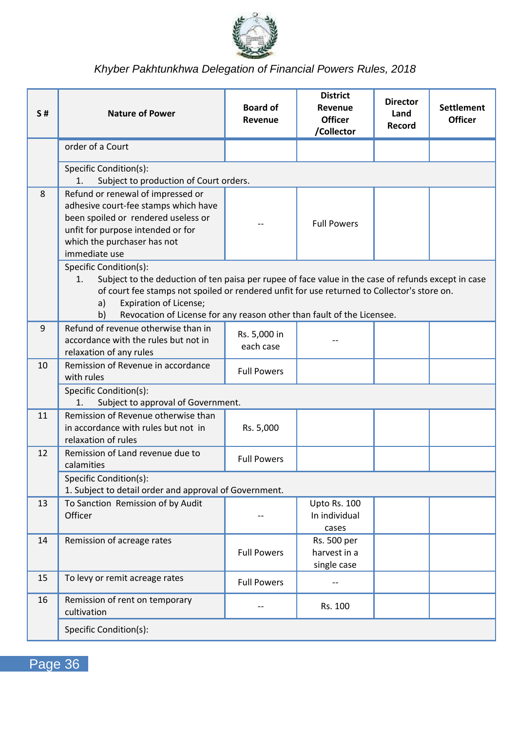| S # | Nature of Power | Board of Revenue | District Revenue Officer /Collector | Director Land Record | Settlement Officer |
|---|---|---|---|---|---|
| | order of a Court | | | | |
| | Specific Condition(s):<br>1. Subject to production of Court orders. | | | | |
| 8 | Refund or renewal of impressed or adhesive court-fee stamps which have been spoiled or rendered useless or unfit for purpose intended or for which the purchaser has not immediate use | -- | Full Powers | | |
| | Specific Condition(s):<br>1. Subject to the deduction of ten paisa per rupee of face value in the case of refunds except in case of court fee stamps not spoiled or rendered unfit for use returned to Collector's store on.<br>a) Expiration of License;<br>b) Revocation of License for any reason other than fault of the Licensee. | | | | |
| 9 | Refund of revenue otherwise than in accordance with the rules but not in relaxation of any rules | Rs. 5,000 in each case | -- | | |
| 10 | Remission of Revenue in accordance with rules | Full Powers | | | |
| | Specific Condition(s):<br>1. Subject to approval of Government. | | | | |
| 11 | Remission of Revenue otherwise than in accordance with rules but not in relaxation of rules | Rs. 5,000 | | | |
| 12 | Remission of Land revenue due to calamities | Full Powers | | | |
| | Specific Condition(s):<br>1. Subject to detail order and approval of Government. | | | | |
| 13 | To Sanction Remission of by Audit Officer | -- | Upto Rs. 100 In individual cases | | |
| 14 | Remission of acreage rates | Full Powers | Rs. 500 per harvest in a single case | | |
| 15 | To levy or remit acreage rates | Full Powers | -- | | |
| 16 | Remission of rent on temporary cultivation | -- | Rs. 100 | | |
| | Specific Condition(s): | | | | |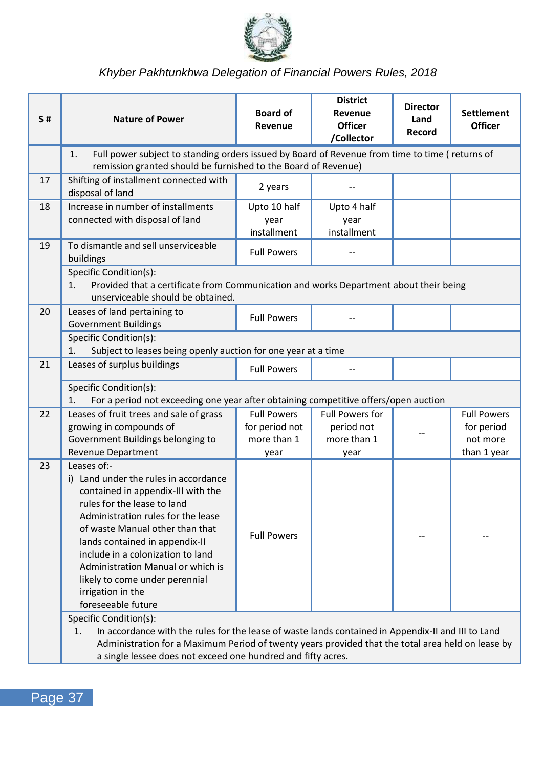| S # | Nature of Power | Board of Revenue | District Revenue Officer /Collector | Director Land Record | Settlement Officer |
|---|---|---|---|---|---|
| | 1. Full power subject to standing orders issued by Board of Revenue from time to time ( returns of remission granted should be furnished to the Board of Revenue) | | | | |
| 17 | Shifting of installment connected with disposal of land | 2 years | -- | | |
| 18 | Increase in number of installments connected with disposal of land | Upto 10 half year installment | Upto 4 half year installment | | |
| 19 | To dismantle and sell unserviceable buildings | Full Powers | -- | | |
| | Specific Condition(s): 1. Provided that a certificate from Communication and works Department about their being unserviceable should be obtained. | | | | |
| 20 | Leases of land pertaining to Government Buildings | Full Powers | -- | | |
| | Specific Condition(s): 1. Subject to leases being openly auction for one year at a time | | | | |
| 21 | Leases of surplus buildings | Full Powers | -- | | |
| | Specific Condition(s): 1. For a period not exceeding one year after obtaining competitive offers/open auction | | | | |
| 22 | Leases of fruit trees and sale of grass growing in compounds of Government Buildings belonging to Revenue Department | Full Powers for period not more than 1 year | Full Powers for period not more than 1 year | -- | Full Powers for period not more than 1 year |
| 23 | Leases of:- i) Land under the rules in accordance contained in appendix-III with the rules for the lease to land Administration rules for the lease of waste Manual other than that lands contained in appendix-II include in a colonization to land Administration Manual or which is likely to come under perennial irrigation in the foreseeable future | Full Powers | | -- | -- |
| | Specific Condition(s): 1. In accordance with the rules for the lease of waste lands contained in Appendix-II and III to Land Administration for a Maximum Period of twenty years provided that the total area held on lease by a single lessee does not exceed one hundred and fifty acres. | | | | |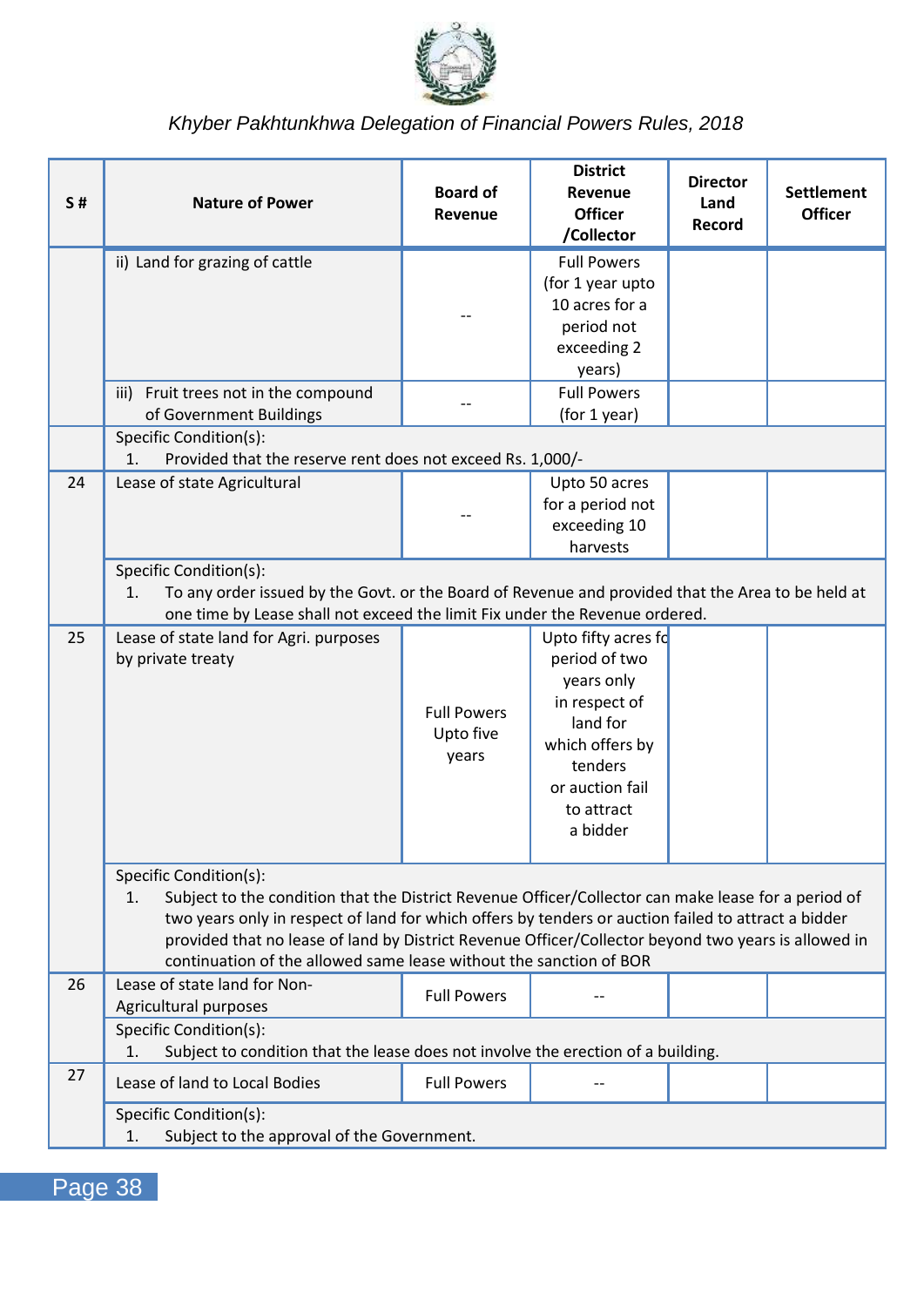| S # | Nature of Power | Board of Revenue | District Revenue Officer /Collector | Director Land Record | Settlement Officer |
|---|---|---|---|---|---|
| | ii) Land for grazing of cattle | -- | Full Powers (for 1 year upto 10 acres for a period not exceeding 2 years) | | |
| | iii) Fruit trees not in the compound of Government Buildings | -- | Full Powers (for 1 year) | | |
| | Specific Condition(s): 1. Provided that the reserve rent does not exceed Rs. 1,000/- | | | | |
| 24 | Lease of state Agricultural | -- | Upto 50 acres for a period not exceeding 10 harvests | | |
| | Specific Condition(s): 1. To any order issued by the Govt. or the Board of Revenue and provided that the Area to be held at one time by Lease shall not exceed the limit Fix under the Revenue ordered. | | | | |
| 25 | Lease of state land for Agri. purposes by private treaty | Full Powers Upto five years | Upto fifty acres fo period of two years only in respect of land for which offers by tenders or auction fail to attract a bidder | | |
| | Specific Condition(s): 1. Subject to the condition that the District Revenue Officer/Collector can make lease for a period of two years only in respect of land for which offers by tenders or auction failed to attract a bidder provided that no lease of land by District Revenue Officer/Collector beyond two years is allowed in continuation of the allowed same lease without the sanction of BOR | | | | |
| 26 | Lease of state land for Non-Agricultural purposes | Full Powers | -- | | |
| | Specific Condition(s): 1. Subject to condition that the lease does not involve the erection of a building. | | | | |
| 27 | Lease of land to Local Bodies | Full Powers | -- | | |
| | Specific Condition(s): 1. Subject to the approval of the Government. | | | | |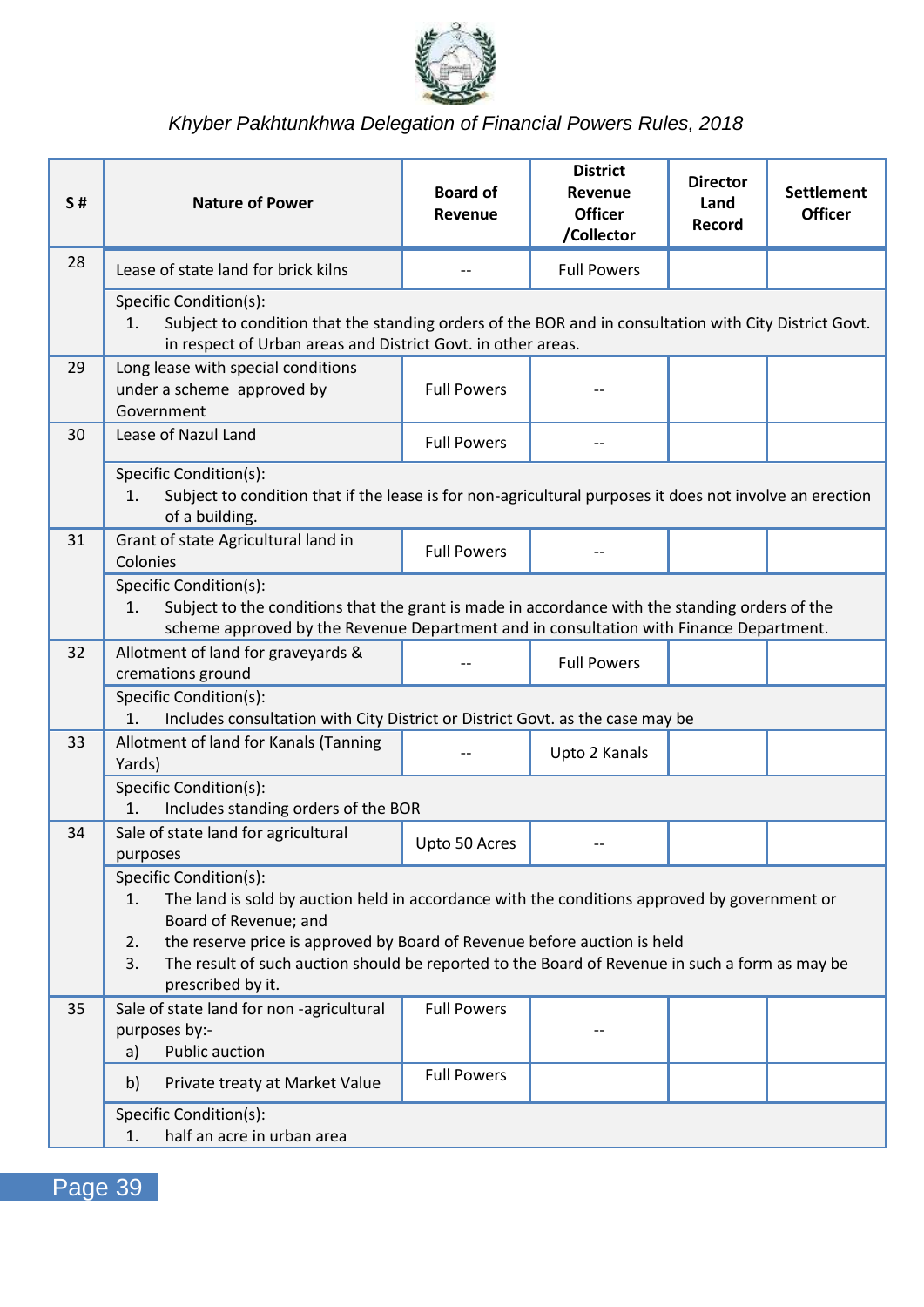| S # | Nature of Power | Board of Revenue | District Revenue Officer /Collector | Director Land Record | Settlement Officer |
|---|---|---|---|---|---|
| 28 | Lease of state land for brick kilns | -- | Full Powers | | |
| | Specific Condition(s):<br>1. Subject to condition that the standing orders of the BOR and in consultation with City District Govt. in respect of Urban areas and District Govt. in other areas. | | | | |
| 29 | Long lease with special conditions under a scheme approved by Government | Full Powers | -- | | |
| 30 | Lease of Nazul Land | Full Powers | -- | | |
| | Specific Condition(s):<br>1. Subject to condition that if the lease is for non-agricultural purposes it does not involve an erection of a building. | | | | |
| 31 | Grant of state Agricultural land in Colonies | Full Powers | -- | | |
| | Specific Condition(s):<br>1. Subject to the conditions that the grant is made in accordance with the standing orders of the scheme approved by the Revenue Department and in consultation with Finance Department. | | | | |
| 32 | Allotment of land for graveyards & cremations ground | -- | Full Powers | | |
| | Specific Condition(s):<br>1. Includes consultation with City District or District Govt. as the case may be | | | | |
| 33 | Allotment of land for Kanals (Tanning Yards) | -- | Upto 2 Kanals | | |
| | Specific Condition(s):<br>1. Includes standing orders of the BOR | | | | |
| 34 | Sale of state land for agricultural purposes | Upto 50 Acres | -- | | |
| | Specific Condition(s):<br>1. The land is sold by auction held in accordance with the conditions approved by government or Board of Revenue; and<br>2. the reserve price is approved by Board of Revenue before auction is held<br>3. The result of such auction should be reported to the Board of Revenue in such a form as may be prescribed by it. | | | | |
| 35 | Sale of state land for non -agricultural purposes by:-<br>a) Public auction | Full Powers | -- | | |
| | b) Private treaty at Market Value | Full Powers | | | |
| | Specific Condition(s):<br>1. half an acre in urban area | | | | |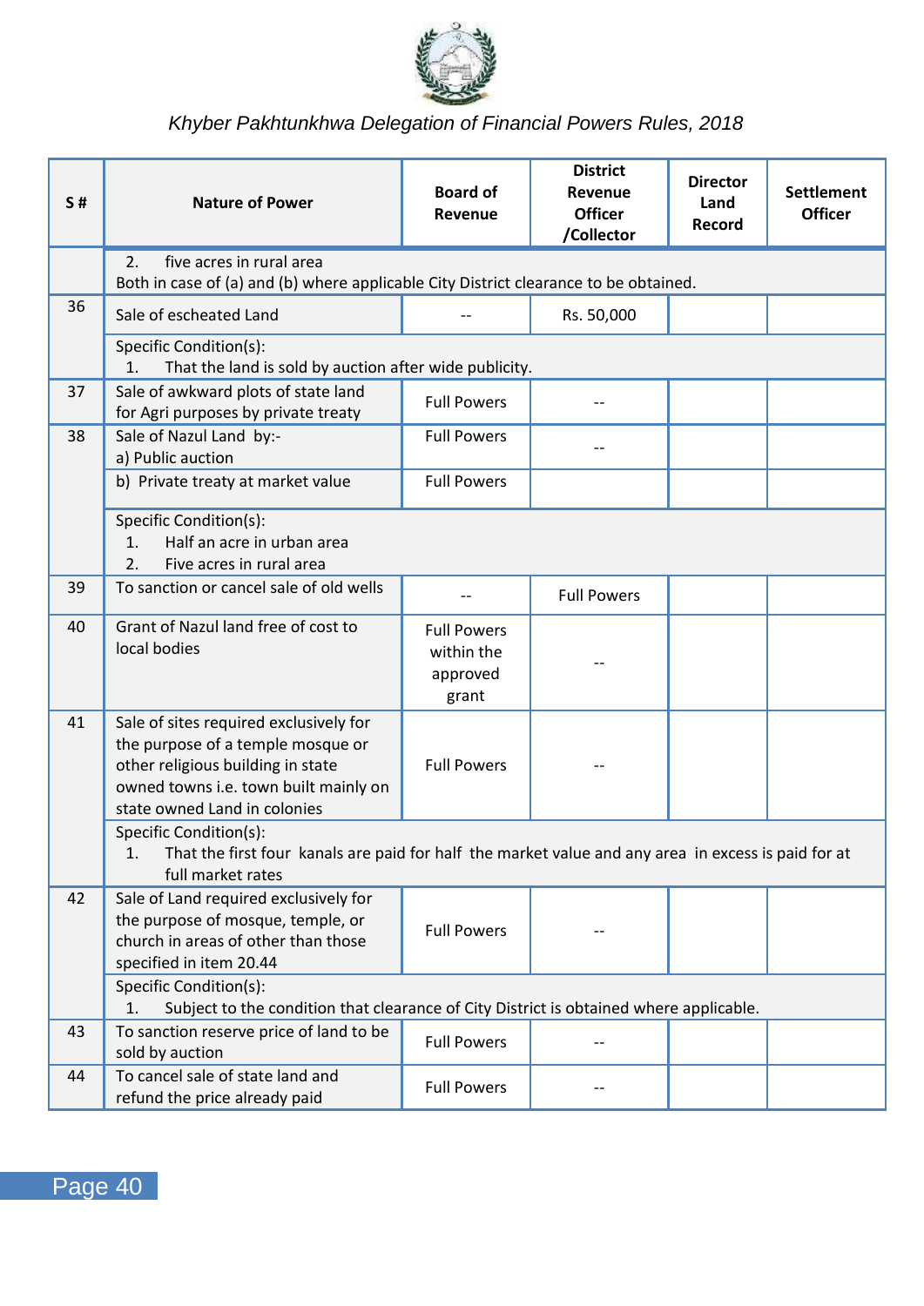| S # | Nature of Power | Board of Revenue | District Revenue Officer /Collector | Director Land Record | Settlement Officer |
|---|---|---|---|---|---|
| | 2. five acres in rural area<br>Both in case of (a) and (b) where applicable City District clearance to be obtained. | | | | |
| 36 | Sale of escheated Land | -- | Rs. 50,000 | | |
| | Specific Condition(s):<br>1. That the land is sold by auction after wide publicity. | | | | |
| 37 | Sale of awkward plots of state land for Agri purposes by private treaty | Full Powers | -- | | |
| 38 | Sale of Nazul Land by:-<br>a) Public auction | Full Powers | -- | | |
| | b) Private treaty at market value | Full Powers | | | |
| | Specific Condition(s):<br>1. Half an acre in urban area<br>2. Five acres in rural area | | | | |
| 39 | To sanction or cancel sale of old wells | -- | Full Powers | | |
| 40 | Grant of Nazul land free of cost to local bodies | Full Powers within the approved grant | -- | | |
| 41 | Sale of sites required exclusively for the purpose of a temple mosque or other religious building in state owned towns i.e. town built mainly on state owned Land in colonies | Full Powers | -- | | |
| | Specific Condition(s):<br>1. That the first four kanals are paid for half the market value and any area in excess is paid for at full market rates | | | | |
| 42 | Sale of Land required exclusively for the purpose of mosque, temple, or church in areas of other than those specified in item 20.44 | Full Powers | -- | | |
| | Specific Condition(s):<br>1. Subject to the condition that clearance of City District is obtained where applicable. | | | | |
| 43 | To sanction reserve price of land to be sold by auction | Full Powers | -- | | |
| 44 | To cancel sale of state land and refund the price already paid | Full Powers | -- | | |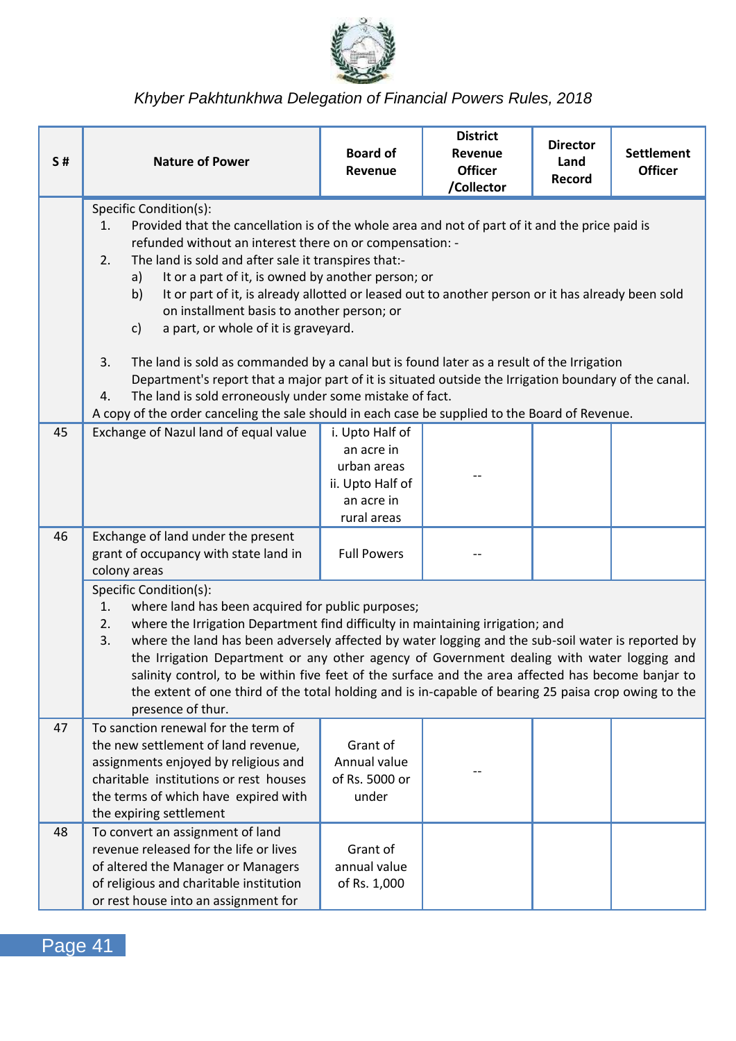| S # | Nature of Power | Board of Revenue | District Revenue Officer /Collector | Director Land Record | Settlement Officer |
|---|---|---|---|---|---|
| | Specific Condition(s):<br>1. Provided that the cancellation is of the whole area and not of part of it and the price paid is refunded without an interest there on or compensation: -<br>2. The land is sold and after sale it transpires that:-<br>a) It or a part of it, is owned by another person; or<br>b) It or part of it, is already allotted or leased out to another person or it has already been sold on installment basis to another person; or<br>c) a part, or whole of it is graveyard.<br>3. The land is sold as commanded by a canal but is found later as a result of the Irrigation Department's report that a major part of it is situated outside the Irrigation boundary of the canal.<br>4. The land is sold erroneously under some mistake of fact.<br>A copy of the order canceling the sale should in each case be supplied to the Board of Revenue. | | | | |
| 45 | Exchange of Nazul land of equal value | i. Upto Half of an acre in urban areas<br>ii. Upto Half of an acre in rural areas | -- | | |
| 46 | Exchange of land under the present grant of occupancy with state land in colony areas | Full Powers | -- | | |
| | Specific Condition(s):<br>1. where land has been acquired for public purposes;<br>2. where the Irrigation Department find difficulty in maintaining irrigation; and<br>3. where the land has been adversely affected by water logging and the sub-soil water is reported by the Irrigation Department or any other agency of Government dealing with water logging and salinity control, to be within five feet of the surface and the area affected has become banjar to the extent of one third of the total holding and is in-capable of bearing 25 paisa crop owing to the presence of thur. | | | | |
| 47 | To sanction renewal for the term of the new settlement of land revenue, assignments enjoyed by religious and charitable institutions or rest houses the terms of which have expired with the expiring settlement | Grant of Annual value of Rs. 5000 or under | -- | | |
| 48 | To convert an assignment of land revenue released for the life or lives of altered the Manager or Managers of religious and charitable institution or rest house into an assignment for | Grant of annual value of Rs. 1,000 | | | |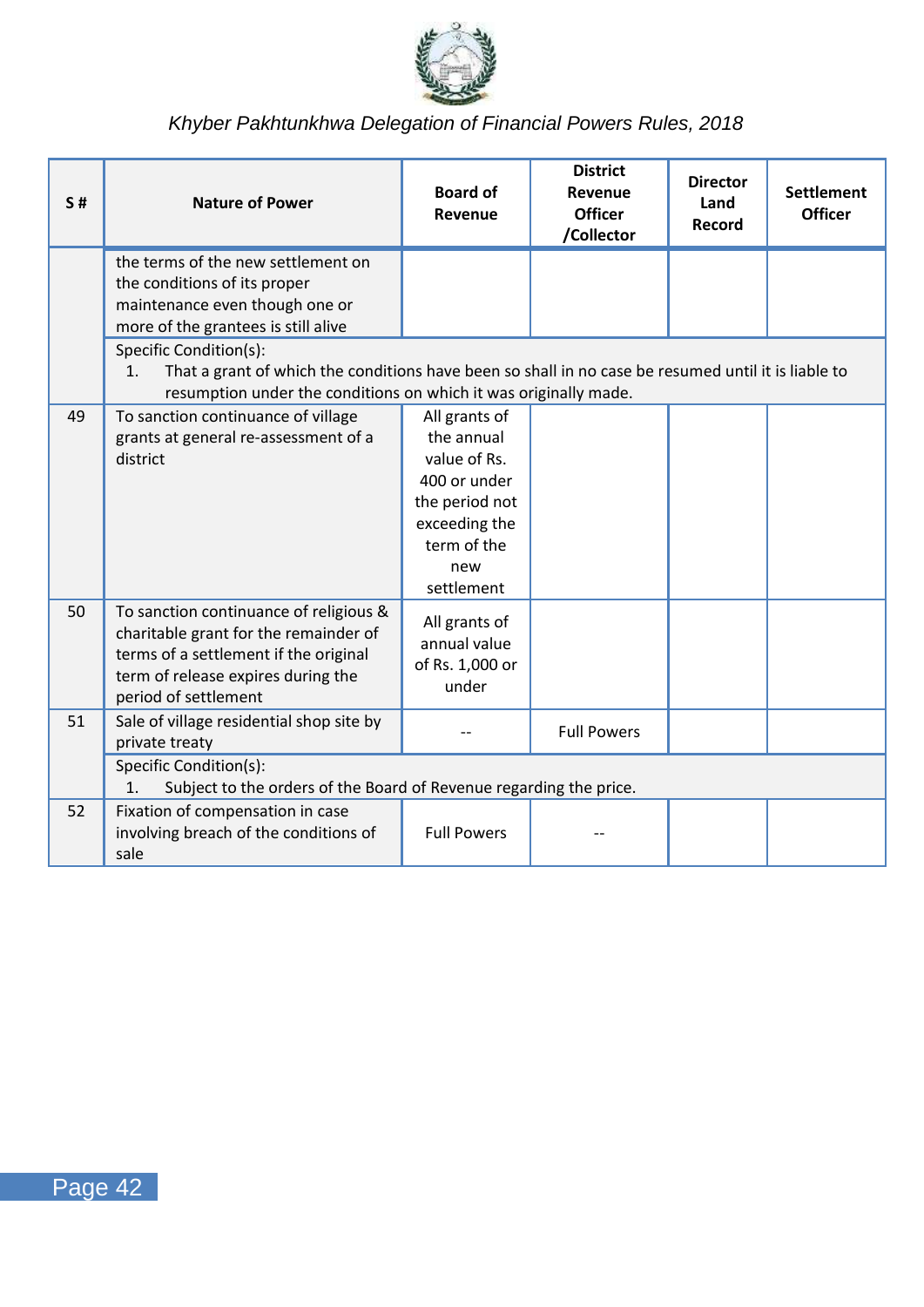| S # | Nature of Power | Board of Revenue | District Revenue Officer /Collector | Director Land Record | Settlement Officer |
|---|---|---|---|---|---|
| | the terms of the new settlement on the conditions of its proper maintenance even though one or more of the grantees is still alive | | | | |
| | Specific Condition(s):<br>1. That a grant of which the conditions have been so shall in no case be resumed until it is liable to resumption under the conditions on which it was originally made. | | | | |
| 49 | To sanction continuance of village grants at general re-assessment of a district | All grants of the annual value of Rs. 400 or under the period not exceeding the term of the new settlement | | | |
| 50 | To sanction continuance of religious & charitable grant for the remainder of terms of a settlement if the original term of release expires during the period of settlement | All grants of annual value of Rs. 1,000 or under | | | |
| 51 | Sale of village residential shop site by private treaty | -- | Full Powers | | |
| | Specific Condition(s):<br>1. Subject to the orders of the Board of Revenue regarding the price. | | | | |
| 52 | Fixation of compensation in case involving breach of the conditions of sale | Full Powers | -- | | |